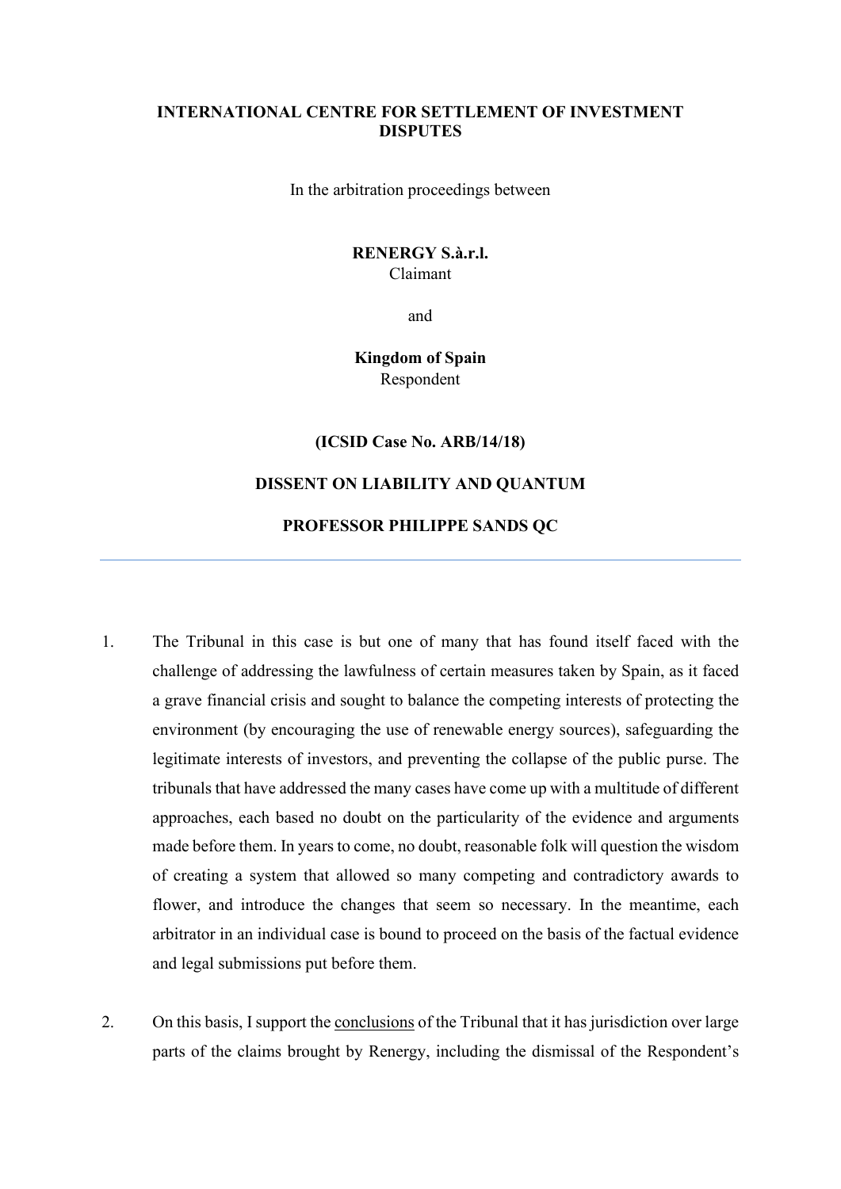**INTERNATIONAL CENTRE FOR SETTLEMENT OF INVESTMENT DISPUTES**

In the arbitration proceedings between

**RENERGY S.à.r.l.**
Claimant

and

**Kingdom of Spain**
Respondent

**(ICSID Case No. ARB/14/18)**

**DISSENT ON LIABILITY AND QUANTUM**

**PROFESSOR PHILIPPE SANDS QC**

---

1. The Tribunal in this case is but one of many that has found itself faced with the challenge of addressing the lawfulness of certain measures taken by Spain, as it faced a grave financial crisis and sought to balance the competing interests of protecting the environment (by encouraging the use of renewable energy sources), safeguarding the legitimate interests of investors, and preventing the collapse of the public purse. The tribunals that have addressed the many cases have come up with a multitude of different approaches, each based no doubt on the particularity of the evidence and arguments made before them. In years to come, no doubt, reasonable folk will question the wisdom of creating a system that allowed so many competing and contradictory awards to flower, and introduce the changes that seem so necessary. In the meantime, each arbitrator in an individual case is bound to proceed on the basis of the factual evidence and legal submissions put before them.

2. On this basis, I support the <u>conclusions</u> of the Tribunal that it has jurisdiction over large parts of the claims brought by Renergy, including the dismissal of the Respondent's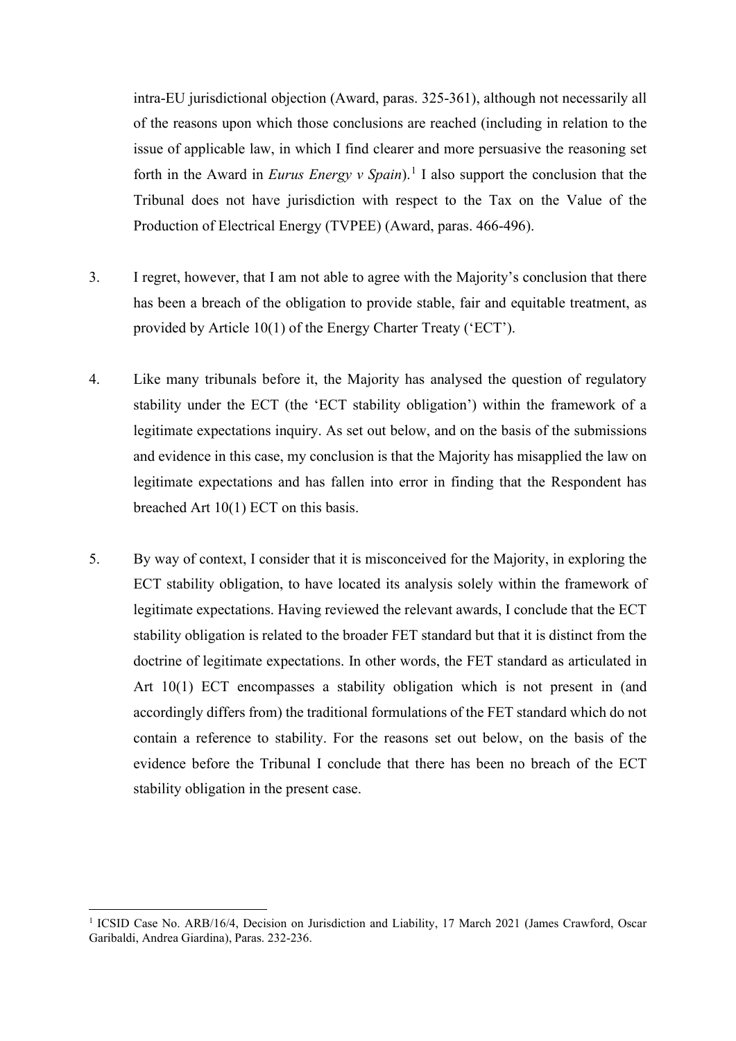intra-EU jurisdictional objection (Award, paras. 325-361), although not necessarily all of the reasons upon which those conclusions are reached (including in relation to the issue of applicable law, in which I find clearer and more persuasive the reasoning set forth in the Award in *Eurus Energy v Spain*).[1] I also support the conclusion that the Tribunal does not have jurisdiction with respect to the Tax on the Value of the Production of Electrical Energy (TVPEE) (Award, paras. 466-496).

3. I regret, however, that I am not able to agree with the Majority's conclusion that there has been a breach of the obligation to provide stable, fair and equitable treatment, as provided by Article 10(1) of the Energy Charter Treaty ('ECT').

4. Like many tribunals before it, the Majority has analysed the question of regulatory stability under the ECT (the 'ECT stability obligation') within the framework of a legitimate expectations inquiry. As set out below, and on the basis of the submissions and evidence in this case, my conclusion is that the Majority has misapplied the law on legitimate expectations and has fallen into error in finding that the Respondent has breached Art 10(1) ECT on this basis.

5. By way of context, I consider that it is misconceived for the Majority, in exploring the ECT stability obligation, to have located its analysis solely within the framework of legitimate expectations. Having reviewed the relevant awards, I conclude that the ECT stability obligation is related to the broader FET standard but that it is distinct from the doctrine of legitimate expectations. In other words, the FET standard as articulated in Art 10(1) ECT encompasses a stability obligation which is not present in (and accordingly differs from) the traditional formulations of the FET standard which do not contain a reference to stability. For the reasons set out below, on the basis of the evidence before the Tribunal I conclude that there has been no breach of the ECT stability obligation in the present case.

[1] ICSID Case No. ARB/16/4, Decision on Jurisdiction and Liability, 17 March 2021 (James Crawford, Oscar Garibaldi, Andrea Giardina), Paras. 232-236.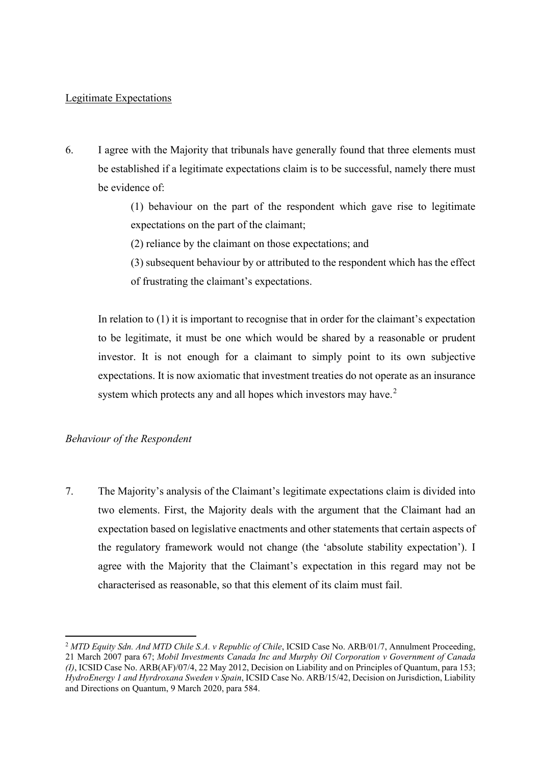Legitimate Expectations

6. I agree with the Majority that tribunals have generally found that three elements must be established if a legitimate expectations claim is to be successful, namely there must be evidence of:

   (1) behaviour on the part of the respondent which gave rise to legitimate expectations on the part of the claimant;

   (2) reliance by the claimant on those expectations; and

   (3) subsequent behaviour by or attributed to the respondent which has the effect of frustrating the claimant's expectations.

   In relation to (1) it is important to recognise that in order for the claimant's expectation to be legitimate, it must be one which would be shared by a reasonable or prudent investor. It is not enough for a claimant to simply point to its own subjective expectations. It is now axiomatic that investment treaties do not operate as an insurance system which protects any and all hopes which investors may have.[2]

*Behaviour of the Respondent*

7. The Majority's analysis of the Claimant's legitimate expectations claim is divided into two elements. First, the Majority deals with the argument that the Claimant had an expectation based on legislative enactments and other statements that certain aspects of the regulatory framework would not change (the 'absolute stability expectation'). I agree with the Majority that the Claimant's expectation in this regard may not be characterised as reasonable, so that this element of its claim must fail.

---

[2] *MTD Equity Sdn. And MTD Chile S.A. v Republic of Chile*, ICSID Case No. ARB/01/7, Annulment Proceeding, 21 March 2007 para 67; *Mobil Investments Canada Inc and Murphy Oil Corporation v Government of Canada (I)*, ICSID Case No. ARB(AF)/07/4, 22 May 2012, Decision on Liability and on Principles of Quantum, para 153; *HydroEnergy 1 and Hyrdroxana Sweden v Spain*, ICSID Case No. ARB/15/42, Decision on Jurisdiction, Liability and Directions on Quantum, 9 March 2020, para 584.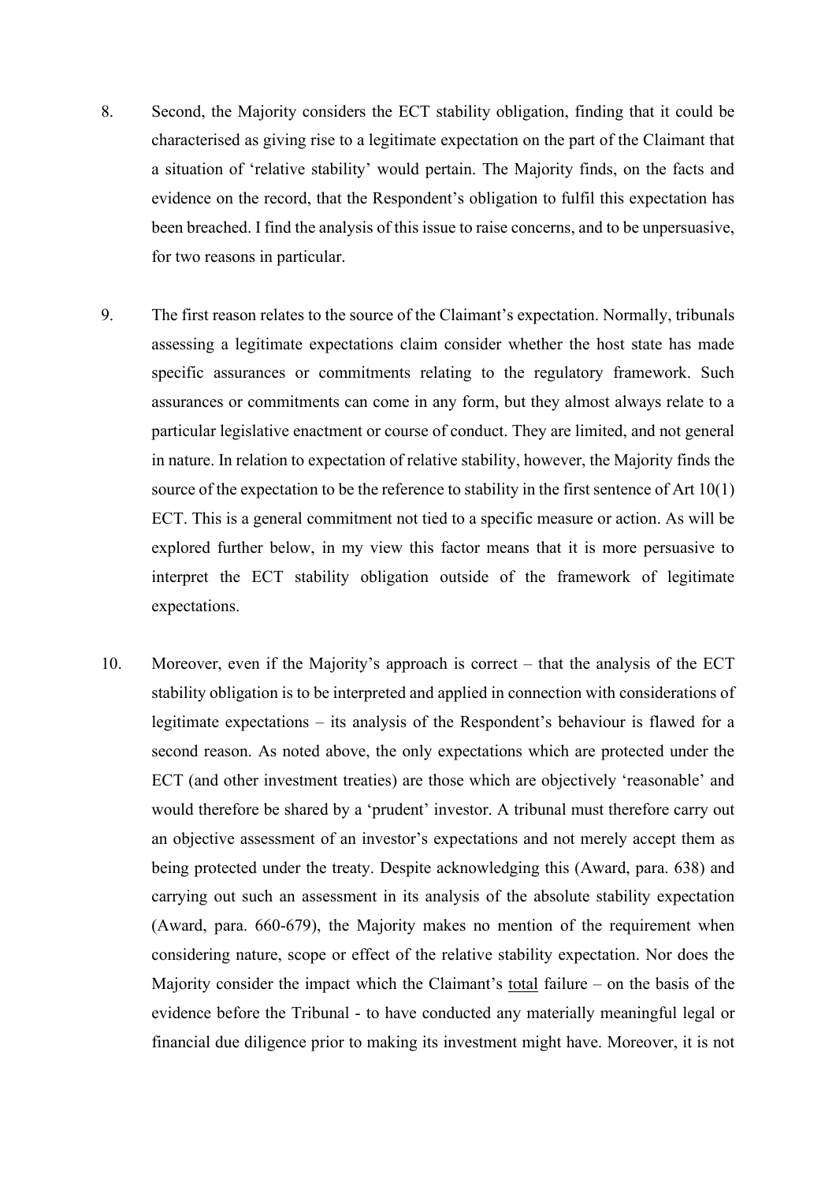8. Second, the Majority considers the ECT stability obligation, finding that it could be characterised as giving rise to a legitimate expectation on the part of the Claimant that a situation of 'relative stability' would pertain. The Majority finds, on the facts and evidence on the record, that the Respondent's obligation to fulfil this expectation has been breached. I find the analysis of this issue to raise concerns, and to be unpersuasive, for two reasons in particular.

9. The first reason relates to the source of the Claimant's expectation. Normally, tribunals assessing a legitimate expectations claim consider whether the host state has made specific assurances or commitments relating to the regulatory framework. Such assurances or commitments can come in any form, but they almost always relate to a particular legislative enactment or course of conduct. They are limited, and not general in nature. In relation to expectation of relative stability, however, the Majority finds the source of the expectation to be the reference to stability in the first sentence of Art 10(1) ECT. This is a general commitment not tied to a specific measure or action. As will be explored further below, in my view this factor means that it is more persuasive to interpret the ECT stability obligation outside of the framework of legitimate expectations.

10. Moreover, even if the Majority's approach is correct – that the analysis of the ECT stability obligation is to be interpreted and applied in connection with considerations of legitimate expectations – its analysis of the Respondent's behaviour is flawed for a second reason. As noted above, the only expectations which are protected under the ECT (and other investment treaties) are those which are objectively 'reasonable' and would therefore be shared by a 'prudent' investor. A tribunal must therefore carry out an objective assessment of an investor's expectations and not merely accept them as being protected under the treaty. Despite acknowledging this (Award, para. 638) and carrying out such an assessment in its analysis of the absolute stability expectation (Award, para. 660-679), the Majority makes no mention of the requirement when considering nature, scope or effect of the relative stability expectation. Nor does the Majority consider the impact which the Claimant's <u>total</u> failure – on the basis of the evidence before the Tribunal - to have conducted any materially meaningful legal or financial due diligence prior to making its investment might have. Moreover, it is not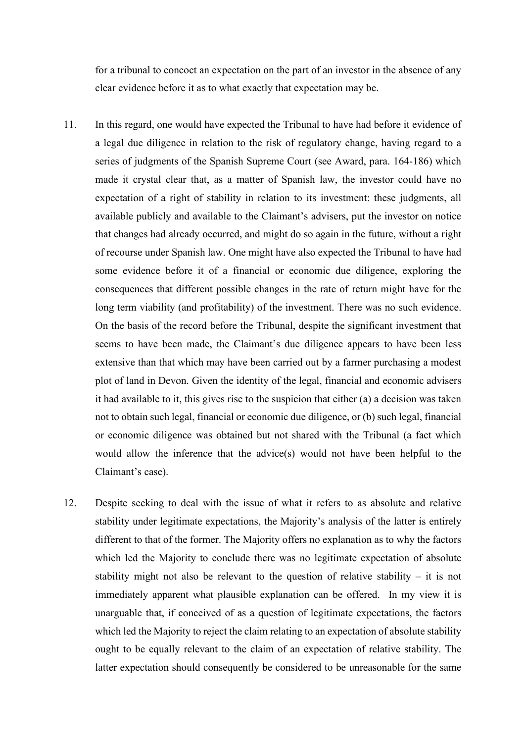for a tribunal to concoct an expectation on the part of an investor in the absence of any clear evidence before it as to what exactly that expectation may be.

11. In this regard, one would have expected the Tribunal to have had before it evidence of a legal due diligence in relation to the risk of regulatory change, having regard to a series of judgments of the Spanish Supreme Court (see Award, para. 164-186) which made it crystal clear that, as a matter of Spanish law, the investor could have no expectation of a right of stability in relation to its investment: these judgments, all available publicly and available to the Claimant's advisers, put the investor on notice that changes had already occurred, and might do so again in the future, without a right of recourse under Spanish law. One might have also expected the Tribunal to have had some evidence before it of a financial or economic due diligence, exploring the consequences that different possible changes in the rate of return might have for the long term viability (and profitability) of the investment. There was no such evidence. On the basis of the record before the Tribunal, despite the significant investment that seems to have been made, the Claimant's due diligence appears to have been less extensive than that which may have been carried out by a farmer purchasing a modest plot of land in Devon. Given the identity of the legal, financial and economic advisers it had available to it, this gives rise to the suspicion that either (a) a decision was taken not to obtain such legal, financial or economic due diligence, or (b) such legal, financial or economic diligence was obtained but not shared with the Tribunal (a fact which would allow the inference that the advice(s) would not have been helpful to the Claimant's case).

12. Despite seeking to deal with the issue of what it refers to as absolute and relative stability under legitimate expectations, the Majority's analysis of the latter is entirely different to that of the former. The Majority offers no explanation as to why the factors which led the Majority to conclude there was no legitimate expectation of absolute stability might not also be relevant to the question of relative stability – it is not immediately apparent what plausible explanation can be offered. In my view it is unarguable that, if conceived of as a question of legitimate expectations, the factors which led the Majority to reject the claim relating to an expectation of absolute stability ought to be equally relevant to the claim of an expectation of relative stability. The latter expectation should consequently be considered to be unreasonable for the same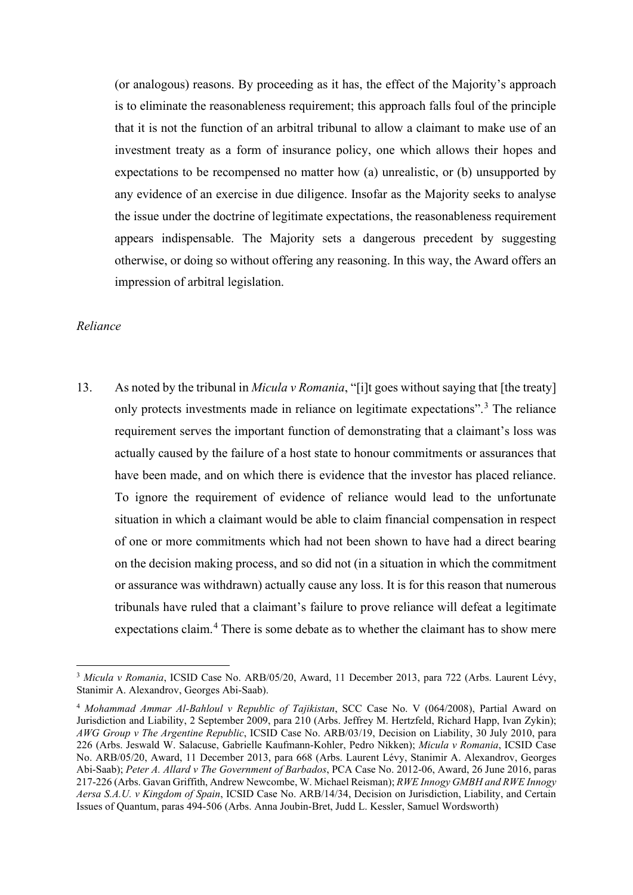(or analogous) reasons. By proceeding as it has, the effect of the Majority's approach is to eliminate the reasonableness requirement; this approach falls foul of the principle that it is not the function of an arbitral tribunal to allow a claimant to make use of an investment treaty as a form of insurance policy, one which allows their hopes and expectations to be recompensed no matter how (a) unrealistic, or (b) unsupported by any evidence of an exercise in due diligence. Insofar as the Majority seeks to analyse the issue under the doctrine of legitimate expectations, the reasonableness requirement appears indispensable. The Majority sets a dangerous precedent by suggesting otherwise, or doing so without offering any reasoning. In this way, the Award offers an impression of arbitral legislation.

*Reliance*

13. As noted by the tribunal in *Micula v Romania*, "[i]t goes without saying that [the treaty] only protects investments made in reliance on legitimate expectations".[3] The reliance requirement serves the important function of demonstrating that a claimant's loss was actually caused by the failure of a host state to honour commitments or assurances that have been made, and on which there is evidence that the investor has placed reliance. To ignore the requirement of evidence of reliance would lead to the unfortunate situation in which a claimant would be able to claim financial compensation in respect of one or more commitments which had not been shown to have had a direct bearing on the decision making process, and so did not (in a situation in which the commitment or assurance was withdrawn) actually cause any loss. It is for this reason that numerous tribunals have ruled that a claimant's failure to prove reliance will defeat a legitimate expectations claim.[4] There is some debate as to whether the claimant has to show mere

[3] *Micula v Romania*, ICSID Case No. ARB/05/20, Award, 11 December 2013, para 722 (Arbs. Laurent Lévy, Stanimir A. Alexandrov, Georges Abi-Saab).

[4] *Mohammad Ammar Al-Bahloul v Republic of Tajikistan*, SCC Case No. V (064/2008), Partial Award on Jurisdiction and Liability, 2 September 2009, para 210 (Arbs. Jeffrey M. Hertzfeld, Richard Happ, Ivan Zykin); *AWG Group v The Argentine Republic*, ICSID Case No. ARB/03/19, Decision on Liability, 30 July 2010, para 226 (Arbs. Jeswald W. Salacuse, Gabrielle Kaufmann-Kohler, Pedro Nikken); *Micula v Romania*, ICSID Case No. ARB/05/20, Award, 11 December 2013, para 668 (Arbs. Laurent Lévy, Stanimir A. Alexandrov, Georges Abi-Saab); *Peter A. Allard v The Government of Barbados*, PCA Case No. 2012-06, Award, 26 June 2016, paras 217-226 (Arbs. Gavan Griffith, Andrew Newcombe, W. Michael Reisman); *RWE Innogy GMBH and RWE Innogy Aersa S.A.U. v Kingdom of Spain*, ICSID Case No. ARB/14/34, Decision on Jurisdiction, Liability, and Certain Issues of Quantum, paras 494-506 (Arbs. Anna Joubin-Bret, Judd L. Kessler, Samuel Wordsworth)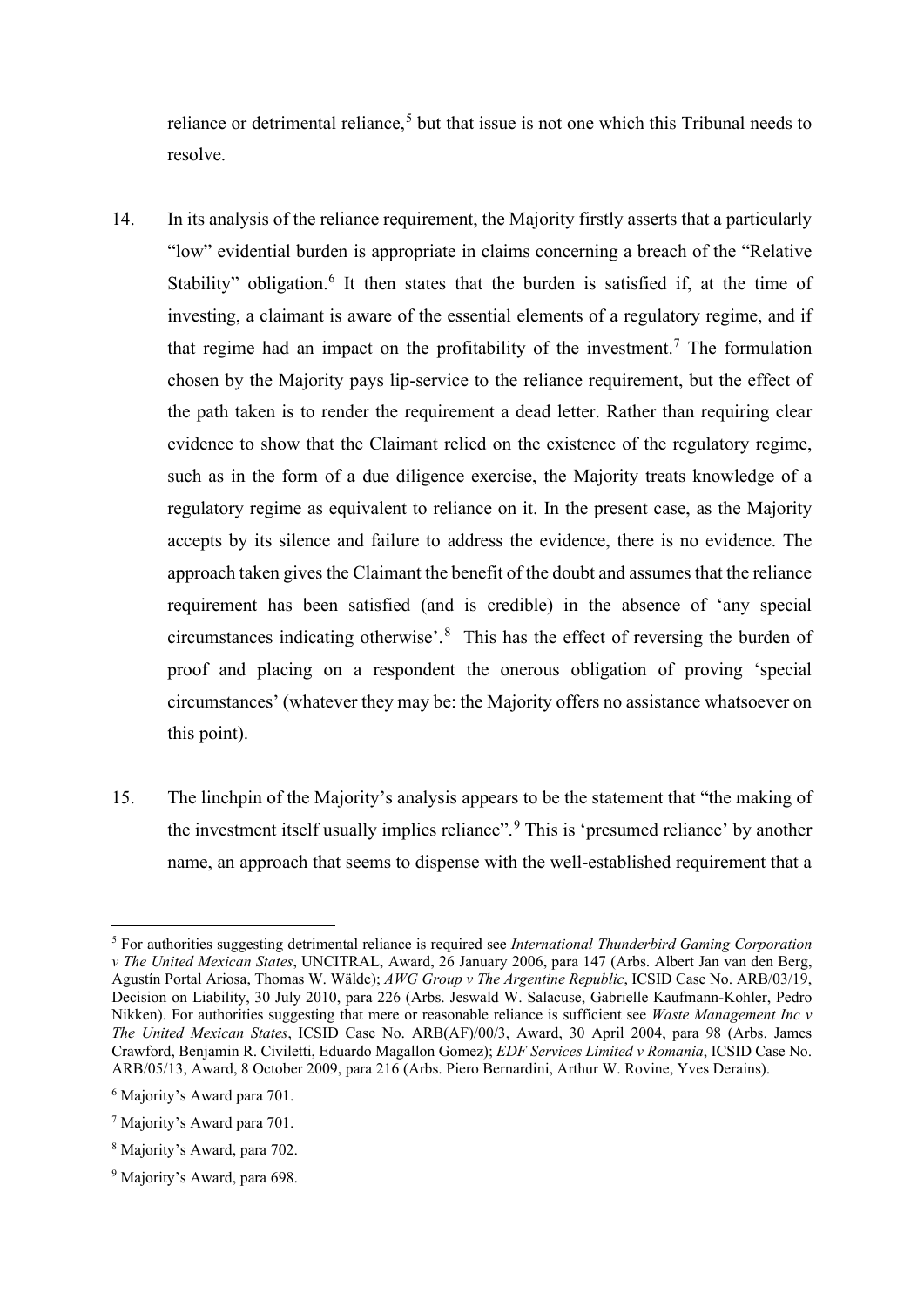reliance or detrimental reliance,[5] but that issue is not one which this Tribunal needs to resolve.

14. In its analysis of the reliance requirement, the Majority firstly asserts that a particularly "low" evidential burden is appropriate in claims concerning a breach of the "Relative Stability" obligation.[6] It then states that the burden is satisfied if, at the time of investing, a claimant is aware of the essential elements of a regulatory regime, and if that regime had an impact on the profitability of the investment.[7] The formulation chosen by the Majority pays lip-service to the reliance requirement, but the effect of the path taken is to render the requirement a dead letter. Rather than requiring clear evidence to show that the Claimant relied on the existence of the regulatory regime, such as in the form of a due diligence exercise, the Majority treats knowledge of a regulatory regime as equivalent to reliance on it. In the present case, as the Majority accepts by its silence and failure to address the evidence, there is no evidence. The approach taken gives the Claimant the benefit of the doubt and assumes that the reliance requirement has been satisfied (and is credible) in the absence of 'any special circumstances indicating otherwise'.[8] This has the effect of reversing the burden of proof and placing on a respondent the onerous obligation of proving 'special circumstances' (whatever they may be: the Majority offers no assistance whatsoever on this point).

15. The linchpin of the Majority's analysis appears to be the statement that "the making of the investment itself usually implies reliance".[9] This is 'presumed reliance' by another name, an approach that seems to dispense with the well-established requirement that a

---

[5] For authorities suggesting detrimental reliance is required see *International Thunderbird Gaming Corporation v The United Mexican States*, UNCITRAL, Award, 26 January 2006, para 147 (Arbs. Albert Jan van den Berg, Agustín Portal Ariosa, Thomas W. Wälde); *AWG Group v The Argentine Republic*, ICSID Case No. ARB/03/19, Decision on Liability, 30 July 2010, para 226 (Arbs. Jeswald W. Salacuse, Gabrielle Kaufmann-Kohler, Pedro Nikken). For authorities suggesting that mere or reasonable reliance is sufficient see *Waste Management Inc v The United Mexican States*, ICSID Case No. ARB(AF)/00/3, Award, 30 April 2004, para 98 (Arbs. James Crawford, Benjamin R. Civiletti, Eduardo Magallon Gomez); *EDF Services Limited v Romania*, ICSID Case No. ARB/05/13, Award, 8 October 2009, para 216 (Arbs. Piero Bernardini, Arthur W. Rovine, Yves Derains).

[6] Majority's Award para 701.

[7] Majority's Award para 701.

[8] Majority's Award, para 702.

[9] Majority's Award, para 698.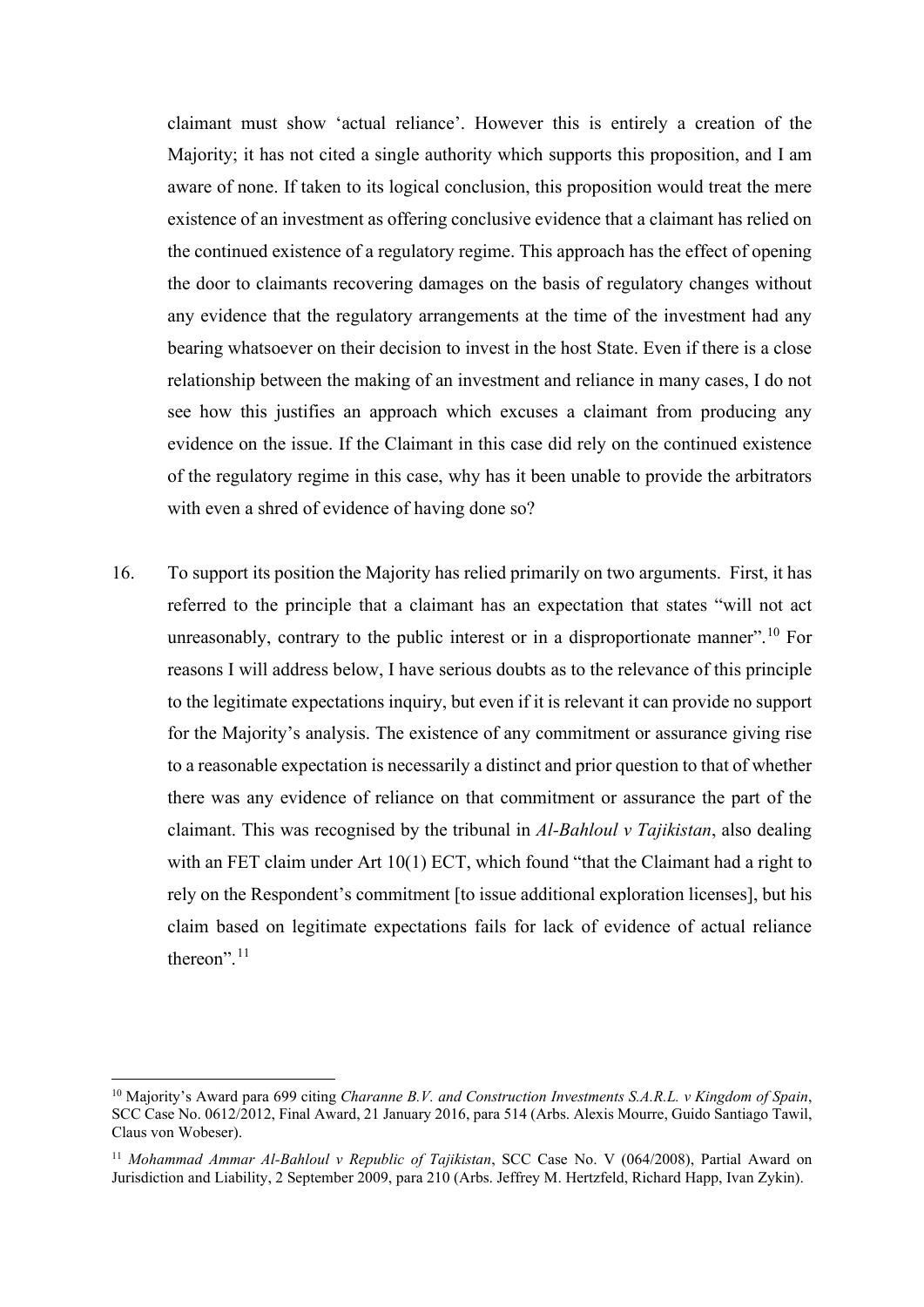claimant must show 'actual reliance'. However this is entirely a creation of the Majority; it has not cited a single authority which supports this proposition, and I am aware of none. If taken to its logical conclusion, this proposition would treat the mere existence of an investment as offering conclusive evidence that a claimant has relied on the continued existence of a regulatory regime. This approach has the effect of opening the door to claimants recovering damages on the basis of regulatory changes without any evidence that the regulatory arrangements at the time of the investment had any bearing whatsoever on their decision to invest in the host State. Even if there is a close relationship between the making of an investment and reliance in many cases, I do not see how this justifies an approach which excuses a claimant from producing any evidence on the issue. If the Claimant in this case did rely on the continued existence of the regulatory regime in this case, why has it been unable to provide the arbitrators with even a shred of evidence of having done so?

16. To support its position the Majority has relied primarily on two arguments. First, it has referred to the principle that a claimant has an expectation that states "will not act unreasonably, contrary to the public interest or in a disproportionate manner".[10] For reasons I will address below, I have serious doubts as to the relevance of this principle to the legitimate expectations inquiry, but even if it is relevant it can provide no support for the Majority's analysis. The existence of any commitment or assurance giving rise to a reasonable expectation is necessarily a distinct and prior question to that of whether there was any evidence of reliance on that commitment or assurance the part of the claimant. This was recognised by the tribunal in *Al-Bahloul v Tajikistan*, also dealing with an FET claim under Art 10(1) ECT, which found "that the Claimant had a right to rely on the Respondent's commitment [to issue additional exploration licenses], but his claim based on legitimate expectations fails for lack of evidence of actual reliance thereon".[11]

---

[10] Majority's Award para 699 citing *Charanne B.V. and Construction Investments S.A.R.L. v Kingdom of Spain*, SCC Case No. 0612/2012, Final Award, 21 January 2016, para 514 (Arbs. Alexis Mourre, Guido Santiago Tawil, Claus von Wobeser).

[11] *Mohammad Ammar Al-Bahloul v Republic of Tajikistan*, SCC Case No. V (064/2008), Partial Award on Jurisdiction and Liability, 2 September 2009, para 210 (Arbs. Jeffrey M. Hertzfeld, Richard Happ, Ivan Zykin).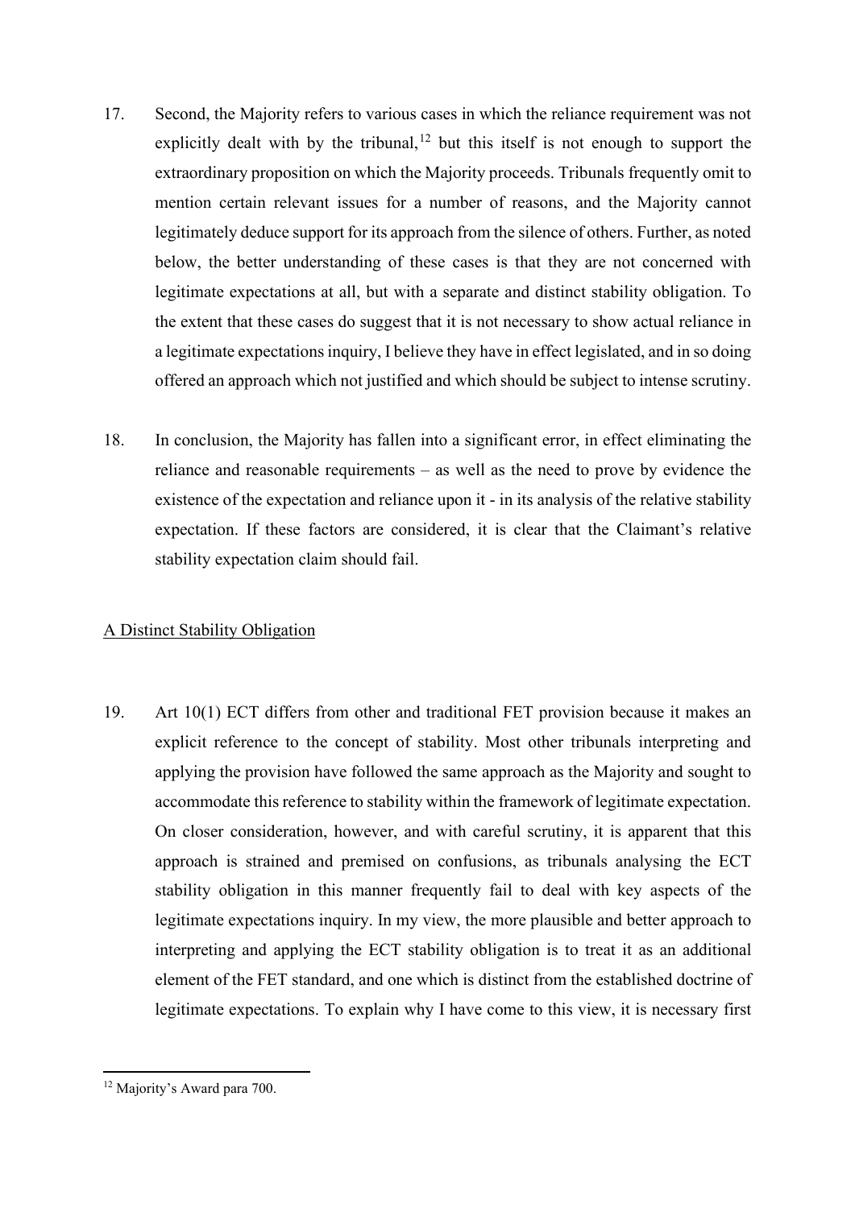17. Second, the Majority refers to various cases in which the reliance requirement was not explicitly dealt with by the tribunal,[12] but this itself is not enough to support the extraordinary proposition on which the Majority proceeds. Tribunals frequently omit to mention certain relevant issues for a number of reasons, and the Majority cannot legitimately deduce support for its approach from the silence of others. Further, as noted below, the better understanding of these cases is that they are not concerned with legitimate expectations at all, but with a separate and distinct stability obligation. To the extent that these cases do suggest that it is not necessary to show actual reliance in a legitimate expectations inquiry, I believe they have in effect legislated, and in so doing offered an approach which not justified and which should be subject to intense scrutiny.

18. In conclusion, the Majority has fallen into a significant error, in effect eliminating the reliance and reasonable requirements – as well as the need to prove by evidence the existence of the expectation and reliance upon it - in its analysis of the relative stability expectation. If these factors are considered, it is clear that the Claimant's relative stability expectation claim should fail.

<u>A Distinct Stability Obligation</u>

19. Art 10(1) ECT differs from other and traditional FET provision because it makes an explicit reference to the concept of stability. Most other tribunals interpreting and applying the provision have followed the same approach as the Majority and sought to accommodate this reference to stability within the framework of legitimate expectation. On closer consideration, however, and with careful scrutiny, it is apparent that this approach is strained and premised on confusions, as tribunals analysing the ECT stability obligation in this manner frequently fail to deal with key aspects of the legitimate expectations inquiry. In my view, the more plausible and better approach to interpreting and applying the ECT stability obligation is to treat it as an additional element of the FET standard, and one which is distinct from the established doctrine of legitimate expectations. To explain why I have come to this view, it is necessary first

---

[12] Majority's Award para 700.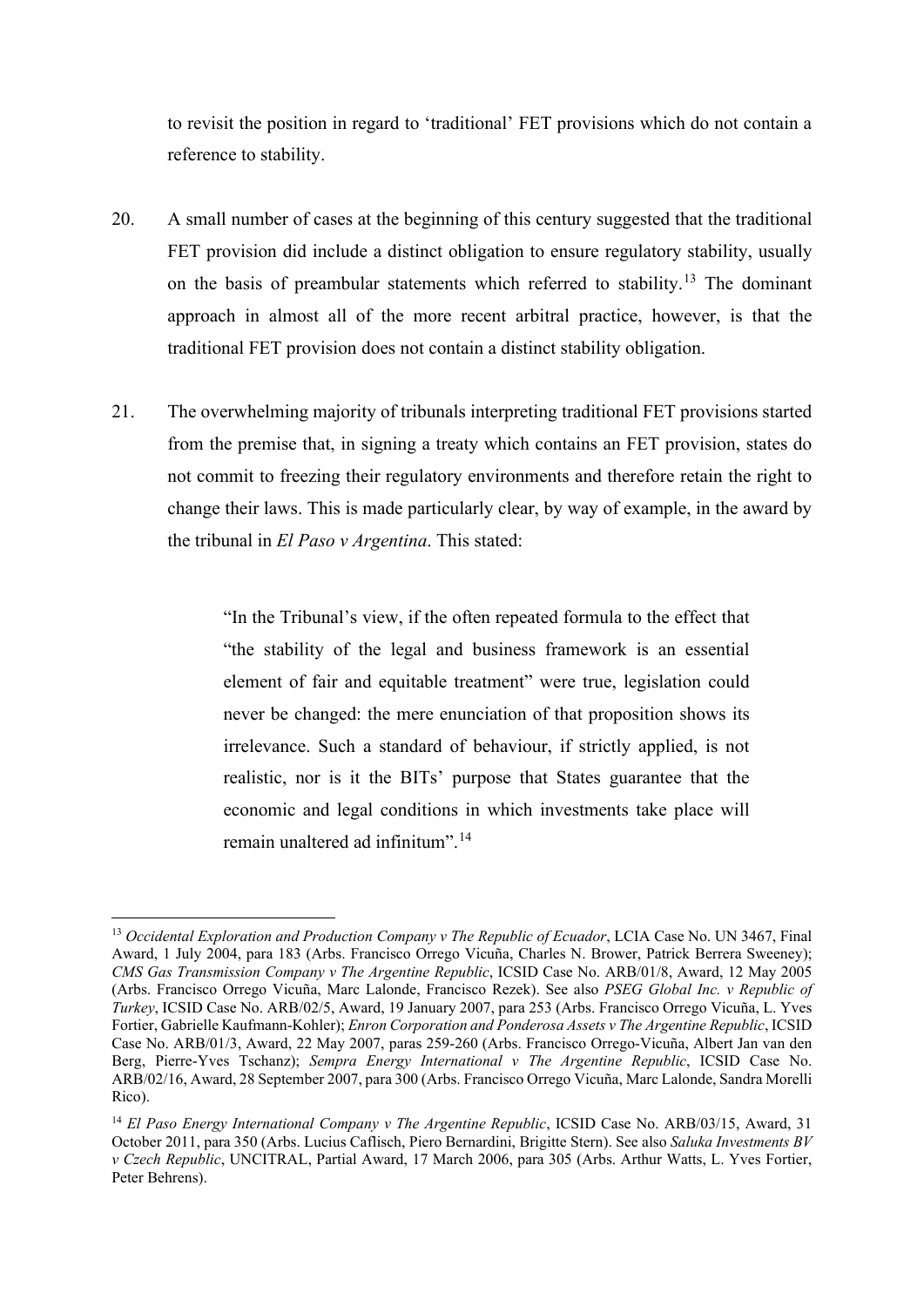to revisit the position in regard to 'traditional' FET provisions which do not contain a reference to stability.

20. A small number of cases at the beginning of this century suggested that the traditional FET provision did include a distinct obligation to ensure regulatory stability, usually on the basis of preambular statements which referred to stability.[13] The dominant approach in almost all of the more recent arbitral practice, however, is that the traditional FET provision does not contain a distinct stability obligation.

21. The overwhelming majority of tribunals interpreting traditional FET provisions started from the premise that, in signing a treaty which contains an FET provision, states do not commit to freezing their regulatory environments and therefore retain the right to change their laws. This is made particularly clear, by way of example, in the award by the tribunal in *El Paso v Argentina*. This stated:

> "In the Tribunal's view, if the often repeated formula to the effect that "the stability of the legal and business framework is an essential element of fair and equitable treatment" were true, legislation could never be changed: the mere enunciation of that proposition shows its irrelevance. Such a standard of behaviour, if strictly applied, is not realistic, nor is it the BITs' purpose that States guarantee that the economic and legal conditions in which investments take place will remain unaltered ad infinitum".[14]

---

[13] *Occidental Exploration and Production Company v The Republic of Ecuador*, LCIA Case No. UN 3467, Final Award, 1 July 2004, para 183 (Arbs. Francisco Orrego Vicuña, Charles N. Brower, Patrick Berrera Sweeney); *CMS Gas Transmission Company v The Argentine Republic*, ICSID Case No. ARB/01/8, Award, 12 May 2005 (Arbs. Francisco Orrego Vicuña, Marc Lalonde, Francisco Rezek). See also *PSEG Global Inc. v Republic of Turkey*, ICSID Case No. ARB/02/5, Award, 19 January 2007, para 253 (Arbs. Francisco Orrego Vicuña, L. Yves Fortier, Gabrielle Kaufmann-Kohler); *Enron Corporation and Ponderosa Assets v The Argentine Republic*, ICSID Case No. ARB/01/3, Award, 22 May 2007, paras 259-260 (Arbs. Francisco Orrego-Vicuña, Albert Jan van den Berg, Pierre-Yves Tschanz); *Sempra Energy International v The Argentine Republic*, ICSID Case No. ARB/02/16, Award, 28 September 2007, para 300 (Arbs. Francisco Orrego Vicuña, Marc Lalonde, Sandra Morelli Rico).

[14] *El Paso Energy International Company v The Argentine Republic*, ICSID Case No. ARB/03/15, Award, 31 October 2011, para 350 (Arbs. Lucius Caflisch, Piero Bernardini, Brigitte Stern). See also *Saluka Investments BV v Czech Republic*, UNCITRAL, Partial Award, 17 March 2006, para 305 (Arbs. Arthur Watts, L. Yves Fortier, Peter Behrens).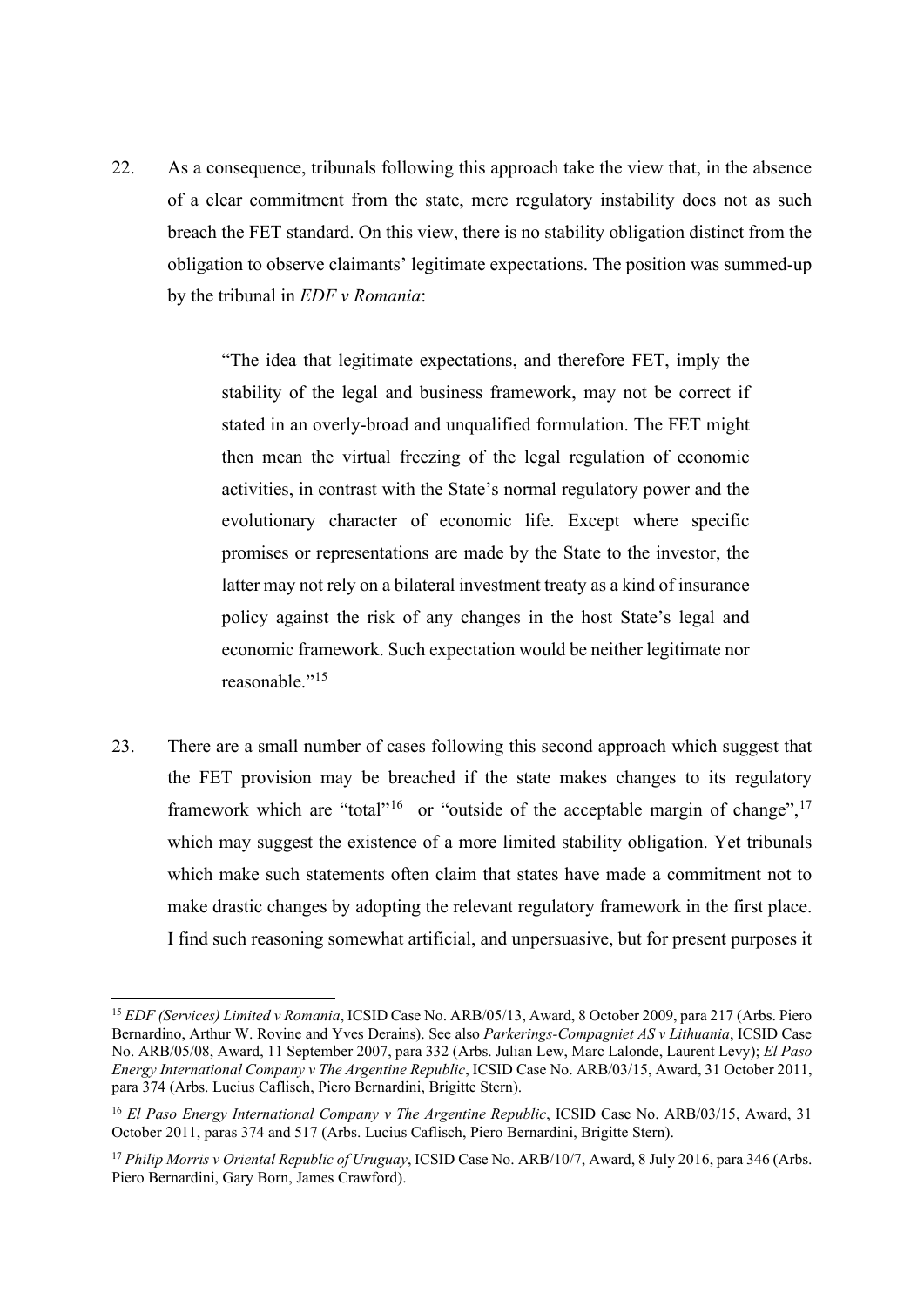22. As a consequence, tribunals following this approach take the view that, in the absence of a clear commitment from the state, mere regulatory instability does not as such breach the FET standard. On this view, there is no stability obligation distinct from the obligation to observe claimants' legitimate expectations. The position was summed-up by the tribunal in *EDF v Romania*:

> "The idea that legitimate expectations, and therefore FET, imply the stability of the legal and business framework, may not be correct if stated in an overly-broad and unqualified formulation. The FET might then mean the virtual freezing of the legal regulation of economic activities, in contrast with the State's normal regulatory power and the evolutionary character of economic life. Except where specific promises or representations are made by the State to the investor, the latter may not rely on a bilateral investment treaty as a kind of insurance policy against the risk of any changes in the host State's legal and economic framework. Such expectation would be neither legitimate nor reasonable."[15]

23. There are a small number of cases following this second approach which suggest that the FET provision may be breached if the state makes changes to its regulatory framework which are "total"[16] or "outside of the acceptable margin of change",[17] which may suggest the existence of a more limited stability obligation. Yet tribunals which make such statements often claim that states have made a commitment not to make drastic changes by adopting the relevant regulatory framework in the first place. I find such reasoning somewhat artificial, and unpersuasive, but for present purposes it

---

[15] *EDF (Services) Limited v Romania*, ICSID Case No. ARB/05/13, Award, 8 October 2009, para 217 (Arbs. Piero Bernardino, Arthur W. Rovine and Yves Derains). See also *Parkerings-Compagniet AS v Lithuania*, ICSID Case No. ARB/05/08, Award, 11 September 2007, para 332 (Arbs. Julian Lew, Marc Lalonde, Laurent Levy); *El Paso Energy International Company v The Argentine Republic*, ICSID Case No. ARB/03/15, Award, 31 October 2011, para 374 (Arbs. Lucius Caflisch, Piero Bernardini, Brigitte Stern).

[16] *El Paso Energy International Company v The Argentine Republic*, ICSID Case No. ARB/03/15, Award, 31 October 2011, paras 374 and 517 (Arbs. Lucius Caflisch, Piero Bernardini, Brigitte Stern).

[17] *Philip Morris v Oriental Republic of Uruguay*, ICSID Case No. ARB/10/7, Award, 8 July 2016, para 346 (Arbs. Piero Bernardini, Gary Born, James Crawford).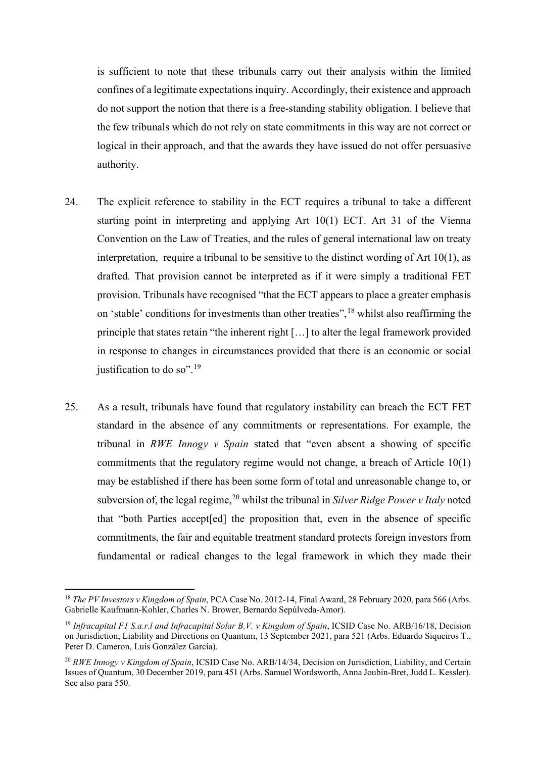is sufficient to note that these tribunals carry out their analysis within the limited confines of a legitimate expectations inquiry. Accordingly, their existence and approach do not support the notion that there is a free-standing stability obligation. I believe that the few tribunals which do not rely on state commitments in this way are not correct or logical in their approach, and that the awards they have issued do not offer persuasive authority.

24. The explicit reference to stability in the ECT requires a tribunal to take a different starting point in interpreting and applying Art 10(1) ECT. Art 31 of the Vienna Convention on the Law of Treaties, and the rules of general international law on treaty interpretation, require a tribunal to be sensitive to the distinct wording of Art 10(1), as drafted. That provision cannot be interpreted as if it were simply a traditional FET provision. Tribunals have recognised "that the ECT appears to place a greater emphasis on 'stable' conditions for investments than other treaties",[18] whilst also reaffirming the principle that states retain "the inherent right […] to alter the legal framework provided in response to changes in circumstances provided that there is an economic or social justification to do so".[19]

25. As a result, tribunals have found that regulatory instability can breach the ECT FET standard in the absence of any commitments or representations. For example, the tribunal in *RWE Innogy v Spain* stated that "even absent a showing of specific commitments that the regulatory regime would not change, a breach of Article 10(1) may be established if there has been some form of total and unreasonable change to, or subversion of, the legal regime,[20] whilst the tribunal in *Silver Ridge Power v Italy* noted that "both Parties accept[ed] the proposition that, even in the absence of specific commitments, the fair and equitable treatment standard protects foreign investors from fundamental or radical changes to the legal framework in which they made their

---

[18] *The PV Investors v Kingdom of Spain*, PCA Case No. 2012-14, Final Award, 28 February 2020, para 566 (Arbs. Gabrielle Kaufmann-Kohler, Charles N. Brower, Bernardo Sepúlveda-Amor).

[19] *Infracapital F1 S.a.r.l and Infracapital Solar B.V. v Kingdom of Spain*, ICSID Case No. ARB/16/18, Decision on Jurisdiction, Liability and Directions on Quantum, 13 September 2021, para 521 (Arbs. Eduardo Siqueiros T., Peter D. Cameron, Luis González García).

[20] *RWE Innogy v Kingdom of Spain*, ICSID Case No. ARB/14/34, Decision on Jurisdiction, Liability, and Certain Issues of Quantum, 30 December 2019, para 451 (Arbs. Samuel Wordsworth, Anna Joubin-Bret, Judd L. Kessler). See also para 550.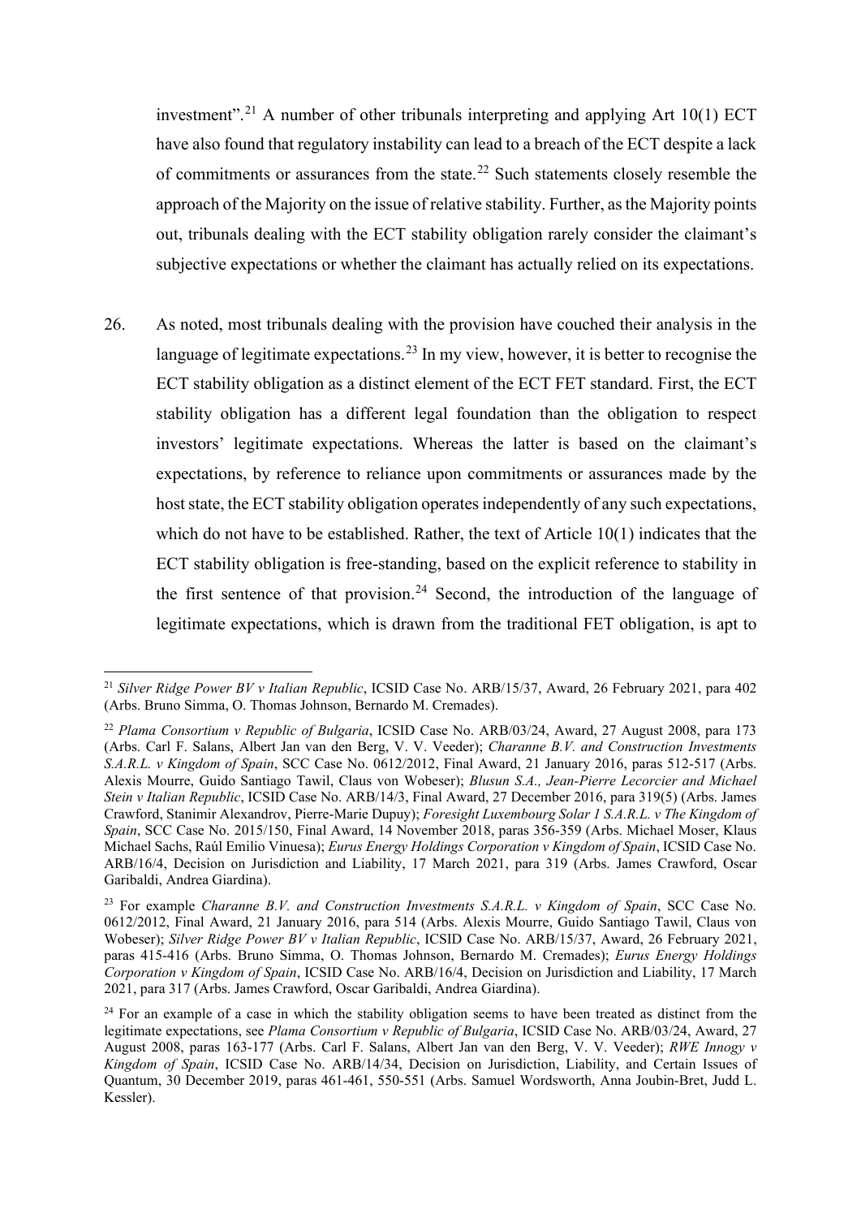investment".[21] A number of other tribunals interpreting and applying Art 10(1) ECT have also found that regulatory instability can lead to a breach of the ECT despite a lack of commitments or assurances from the state.[22] Such statements closely resemble the approach of the Majority on the issue of relative stability. Further, as the Majority points out, tribunals dealing with the ECT stability obligation rarely consider the claimant's subjective expectations or whether the claimant has actually relied on its expectations.

26. As noted, most tribunals dealing with the provision have couched their analysis in the language of legitimate expectations.[23] In my view, however, it is better to recognise the ECT stability obligation as a distinct element of the ECT FET standard. First, the ECT stability obligation has a different legal foundation than the obligation to respect investors' legitimate expectations. Whereas the latter is based on the claimant's expectations, by reference to reliance upon commitments or assurances made by the host state, the ECT stability obligation operates independently of any such expectations, which do not have to be established. Rather, the text of Article 10(1) indicates that the ECT stability obligation is free-standing, based on the explicit reference to stability in the first sentence of that provision.[24] Second, the introduction of the language of legitimate expectations, which is drawn from the traditional FET obligation, is apt to

---

[21] *Silver Ridge Power BV v Italian Republic*, ICSID Case No. ARB/15/37, Award, 26 February 2021, para 402 (Arbs. Bruno Simma, O. Thomas Johnson, Bernardo M. Cremades).

[22] *Plama Consortium v Republic of Bulgaria*, ICSID Case No. ARB/03/24, Award, 27 August 2008, para 173 (Arbs. Carl F. Salans, Albert Jan van den Berg, V. V. Veeder); *Charanne B.V. and Construction Investments S.A.R.L. v Kingdom of Spain*, SCC Case No. 0612/2012, Final Award, 21 January 2016, paras 512-517 (Arbs. Alexis Mourre, Guido Santiago Tawil, Claus von Wobeser); *Blusun S.A., Jean-Pierre Lecorcier and Michael Stein v Italian Republic*, ICSID Case No. ARB/14/3, Final Award, 27 December 2016, para 319(5) (Arbs. James Crawford, Stanimir Alexandrov, Pierre-Marie Dupuy); *Foresight Luxembourg Solar 1 S.A.R.L. v The Kingdom of Spain*, SCC Case No. 2015/150, Final Award, 14 November 2018, paras 356-359 (Arbs. Michael Moser, Klaus Michael Sachs, Raúl Emilio Vinuesa); *Eurus Energy Holdings Corporation v Kingdom of Spain*, ICSID Case No. ARB/16/4, Decision on Jurisdiction and Liability, 17 March 2021, para 319 (Arbs. James Crawford, Oscar Garibaldi, Andrea Giardina).

[23] For example *Charanne B.V. and Construction Investments S.A.R.L. v Kingdom of Spain*, SCC Case No. 0612/2012, Final Award, 21 January 2016, para 514 (Arbs. Alexis Mourre, Guido Santiago Tawil, Claus von Wobeser); *Silver Ridge Power BV v Italian Republic*, ICSID Case No. ARB/15/37, Award, 26 February 2021, paras 415-416 (Arbs. Bruno Simma, O. Thomas Johnson, Bernardo M. Cremades); *Eurus Energy Holdings Corporation v Kingdom of Spain*, ICSID Case No. ARB/16/4, Decision on Jurisdiction and Liability, 17 March 2021, para 317 (Arbs. James Crawford, Oscar Garibaldi, Andrea Giardina).

[24] For an example of a case in which the stability obligation seems to have been treated as distinct from the legitimate expectations, see *Plama Consortium v Republic of Bulgaria*, ICSID Case No. ARB/03/24, Award, 27 August 2008, paras 163-177 (Arbs. Carl F. Salans, Albert Jan van den Berg, V. V. Veeder); *RWE Innogy v Kingdom of Spain*, ICSID Case No. ARB/14/34, Decision on Jurisdiction, Liability, and Certain Issues of Quantum, 30 December 2019, paras 461-461, 550-551 (Arbs. Samuel Wordsworth, Anna Joubin-Bret, Judd L. Kessler).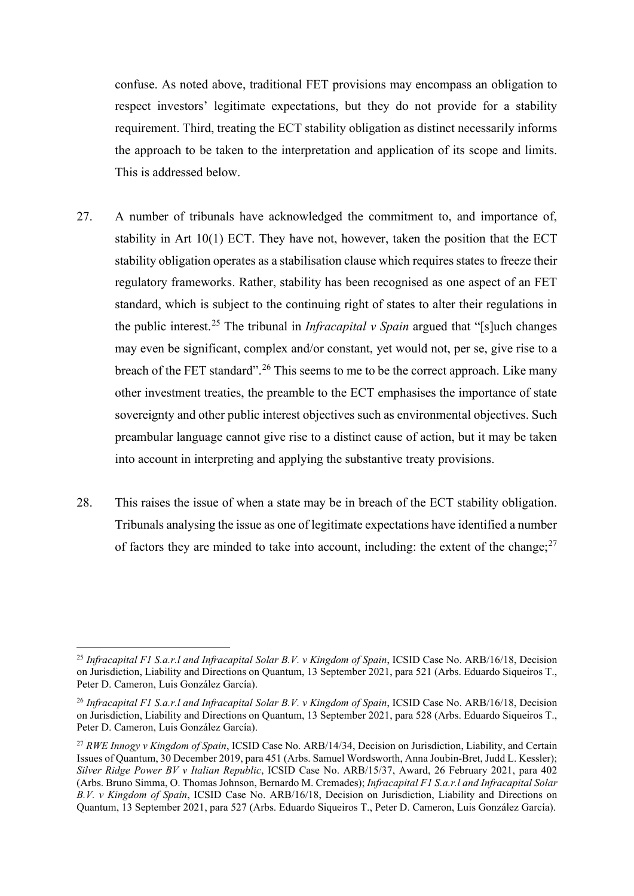confuse. As noted above, traditional FET provisions may encompass an obligation to respect investors' legitimate expectations, but they do not provide for a stability requirement. Third, treating the ECT stability obligation as distinct necessarily informs the approach to be taken to the interpretation and application of its scope and limits. This is addressed below.

27. A number of tribunals have acknowledged the commitment to, and importance of, stability in Art 10(1) ECT. They have not, however, taken the position that the ECT stability obligation operates as a stabilisation clause which requires states to freeze their regulatory frameworks. Rather, stability has been recognised as one aspect of an FET standard, which is subject to the continuing right of states to alter their regulations in the public interest.[25] The tribunal in *Infracapital v Spain* argued that "[s]uch changes may even be significant, complex and/or constant, yet would not, per se, give rise to a breach of the FET standard".[26] This seems to me to be the correct approach. Like many other investment treaties, the preamble to the ECT emphasises the importance of state sovereignty and other public interest objectives such as environmental objectives. Such preambular language cannot give rise to a distinct cause of action, but it may be taken into account in interpreting and applying the substantive treaty provisions.

28. This raises the issue of when a state may be in breach of the ECT stability obligation. Tribunals analysing the issue as one of legitimate expectations have identified a number of factors they are minded to take into account, including: the extent of the change;[27]

---

[25] *Infracapital F1 S.a.r.l and Infracapital Solar B.V. v Kingdom of Spain*, ICSID Case No. ARB/16/18, Decision on Jurisdiction, Liability and Directions on Quantum, 13 September 2021, para 521 (Arbs. Eduardo Siqueiros T., Peter D. Cameron, Luis González García).

[26] *Infracapital F1 S.a.r.l and Infracapital Solar B.V. v Kingdom of Spain*, ICSID Case No. ARB/16/18, Decision on Jurisdiction, Liability and Directions on Quantum, 13 September 2021, para 528 (Arbs. Eduardo Siqueiros T., Peter D. Cameron, Luis González García).

[27] *RWE Innogy v Kingdom of Spain*, ICSID Case No. ARB/14/34, Decision on Jurisdiction, Liability, and Certain Issues of Quantum, 30 December 2019, para 451 (Arbs. Samuel Wordsworth, Anna Joubin-Bret, Judd L. Kessler); *Silver Ridge Power BV v Italian Republic*, ICSID Case No. ARB/15/37, Award, 26 February 2021, para 402 (Arbs. Bruno Simma, O. Thomas Johnson, Bernardo M. Cremades); *Infracapital F1 S.a.r.l and Infracapital Solar B.V. v Kingdom of Spain*, ICSID Case No. ARB/16/18, Decision on Jurisdiction, Liability and Directions on Quantum, 13 September 2021, para 527 (Arbs. Eduardo Siqueiros T., Peter D. Cameron, Luis González García).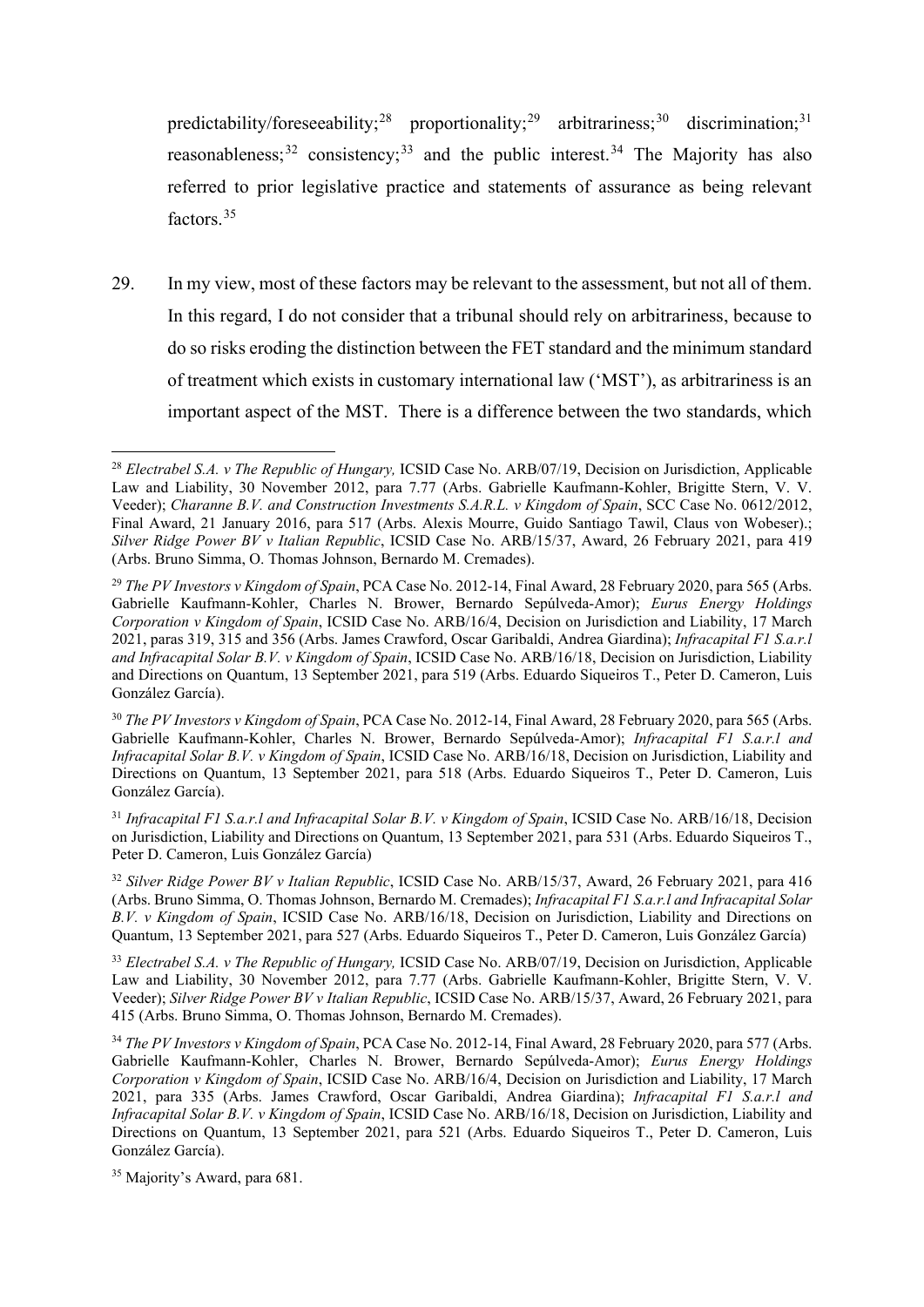predictability/foreseeability;[28] proportionality;[29] arbitrariness;[30] discrimination;[31] reasonableness;[32] consistency;[33] and the public interest.[34] The Majority has also referred to prior legislative practice and statements of assurance as being relevant factors.[35]

29. In my view, most of these factors may be relevant to the assessment, but not all of them. In this regard, I do not consider that a tribunal should rely on arbitrariness, because to do so risks eroding the distinction between the FET standard and the minimum standard of treatment which exists in customary international law ('MST'), as arbitrariness is an important aspect of the MST. There is a difference between the two standards, which

---

[28] *Electrabel S.A. v The Republic of Hungary,* ICSID Case No. ARB/07/19, Decision on Jurisdiction, Applicable Law and Liability, 30 November 2012, para 7.77 (Arbs. Gabrielle Kaufmann-Kohler, Brigitte Stern, V. V. Veeder); *Charanne B.V. and Construction Investments S.A.R.L. v Kingdom of Spain*, SCC Case No. 0612/2012, Final Award, 21 January 2016, para 517 (Arbs. Alexis Mourre, Guido Santiago Tawil, Claus von Wobeser).; *Silver Ridge Power BV v Italian Republic*, ICSID Case No. ARB/15/37, Award, 26 February 2021, para 419 (Arbs. Bruno Simma, O. Thomas Johnson, Bernardo M. Cremades).

[29] *The PV Investors v Kingdom of Spain*, PCA Case No. 2012-14, Final Award, 28 February 2020, para 565 (Arbs. Gabrielle Kaufmann-Kohler, Charles N. Brower, Bernardo Sepúlveda-Amor); *Eurus Energy Holdings Corporation v Kingdom of Spain*, ICSID Case No. ARB/16/4, Decision on Jurisdiction and Liability, 17 March 2021, paras 319, 315 and 356 (Arbs. James Crawford, Oscar Garibaldi, Andrea Giardina); *Infracapital F1 S.a.r.l and Infracapital Solar B.V. v Kingdom of Spain*, ICSID Case No. ARB/16/18, Decision on Jurisdiction, Liability and Directions on Quantum, 13 September 2021, para 519 (Arbs. Eduardo Siqueiros T., Peter D. Cameron, Luis González García).

[30] *The PV Investors v Kingdom of Spain*, PCA Case No. 2012-14, Final Award, 28 February 2020, para 565 (Arbs. Gabrielle Kaufmann-Kohler, Charles N. Brower, Bernardo Sepúlveda-Amor); *Infracapital F1 S.a.r.l and Infracapital Solar B.V. v Kingdom of Spain*, ICSID Case No. ARB/16/18, Decision on Jurisdiction, Liability and Directions on Quantum, 13 September 2021, para 518 (Arbs. Eduardo Siqueiros T., Peter D. Cameron, Luis González García).

[31] *Infracapital F1 S.a.r.l and Infracapital Solar B.V. v Kingdom of Spain*, ICSID Case No. ARB/16/18, Decision on Jurisdiction, Liability and Directions on Quantum, 13 September 2021, para 531 (Arbs. Eduardo Siqueiros T., Peter D. Cameron, Luis González García)

[32] *Silver Ridge Power BV v Italian Republic*, ICSID Case No. ARB/15/37, Award, 26 February 2021, para 416 (Arbs. Bruno Simma, O. Thomas Johnson, Bernardo M. Cremades); *Infracapital F1 S.a.r.l and Infracapital Solar B.V. v Kingdom of Spain*, ICSID Case No. ARB/16/18, Decision on Jurisdiction, Liability and Directions on Quantum, 13 September 2021, para 527 (Arbs. Eduardo Siqueiros T., Peter D. Cameron, Luis González García)

[33] *Electrabel S.A. v The Republic of Hungary,* ICSID Case No. ARB/07/19, Decision on Jurisdiction, Applicable Law and Liability, 30 November 2012, para 7.77 (Arbs. Gabrielle Kaufmann-Kohler, Brigitte Stern, V. V. Veeder); *Silver Ridge Power BV v Italian Republic*, ICSID Case No. ARB/15/37, Award, 26 February 2021, para 415 (Arbs. Bruno Simma, O. Thomas Johnson, Bernardo M. Cremades).

[34] *The PV Investors v Kingdom of Spain*, PCA Case No. 2012-14, Final Award, 28 February 2020, para 577 (Arbs. Gabrielle Kaufmann-Kohler, Charles N. Brower, Bernardo Sepúlveda-Amor); *Eurus Energy Holdings Corporation v Kingdom of Spain*, ICSID Case No. ARB/16/4, Decision on Jurisdiction and Liability, 17 March 2021, para 335 (Arbs. James Crawford, Oscar Garibaldi, Andrea Giardina); *Infracapital F1 S.a.r.l and Infracapital Solar B.V. v Kingdom of Spain*, ICSID Case No. ARB/16/18, Decision on Jurisdiction, Liability and Directions on Quantum, 13 September 2021, para 521 (Arbs. Eduardo Siqueiros T., Peter D. Cameron, Luis González García).

[35] Majority's Award, para 681.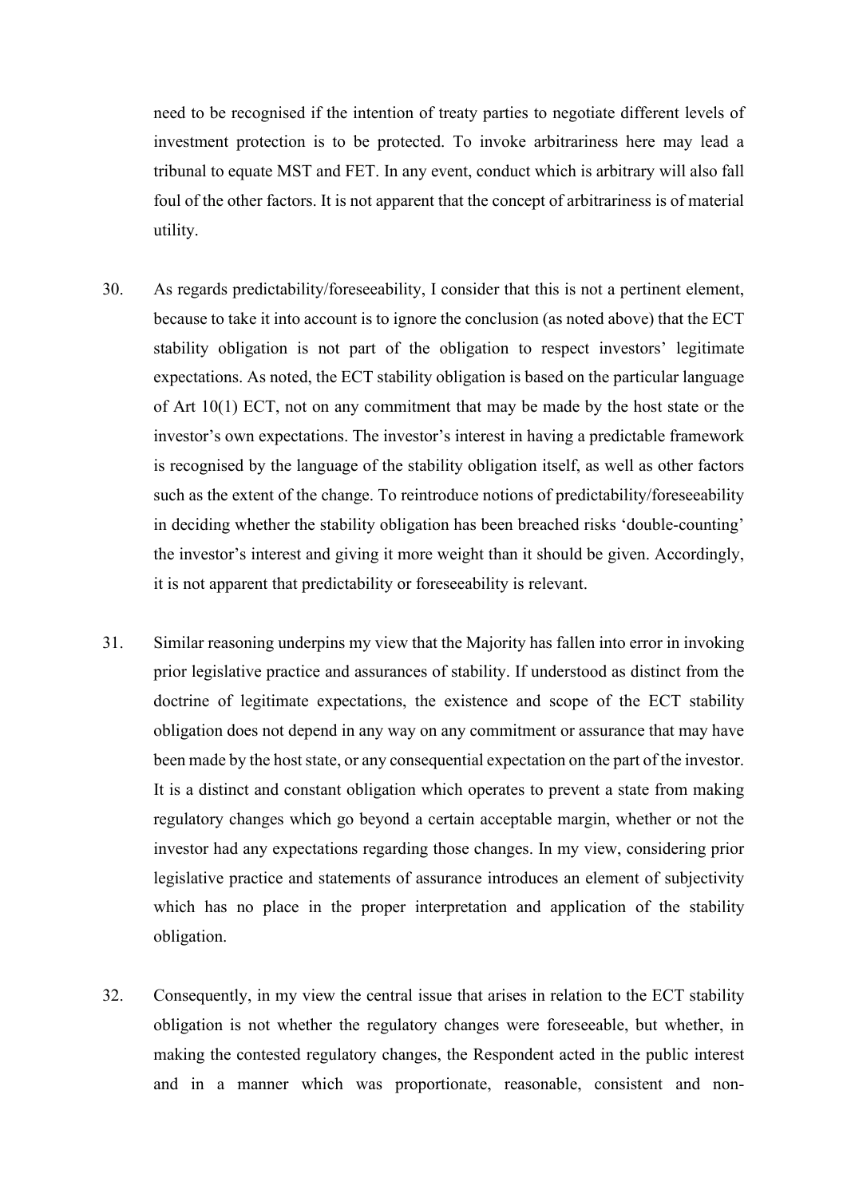need to be recognised if the intention of treaty parties to negotiate different levels of investment protection is to be protected. To invoke arbitrariness here may lead a tribunal to equate MST and FET. In any event, conduct which is arbitrary will also fall foul of the other factors. It is not apparent that the concept of arbitrariness is of material utility.

30. As regards predictability/foreseeability, I consider that this is not a pertinent element, because to take it into account is to ignore the conclusion (as noted above) that the ECT stability obligation is not part of the obligation to respect investors' legitimate expectations. As noted, the ECT stability obligation is based on the particular language of Art 10(1) ECT, not on any commitment that may be made by the host state or the investor's own expectations. The investor's interest in having a predictable framework is recognised by the language of the stability obligation itself, as well as other factors such as the extent of the change. To reintroduce notions of predictability/foreseeability in deciding whether the stability obligation has been breached risks 'double-counting' the investor's interest and giving it more weight than it should be given. Accordingly, it is not apparent that predictability or foreseeability is relevant.

31. Similar reasoning underpins my view that the Majority has fallen into error in invoking prior legislative practice and assurances of stability. If understood as distinct from the doctrine of legitimate expectations, the existence and scope of the ECT stability obligation does not depend in any way on any commitment or assurance that may have been made by the host state, or any consequential expectation on the part of the investor. It is a distinct and constant obligation which operates to prevent a state from making regulatory changes which go beyond a certain acceptable margin, whether or not the investor had any expectations regarding those changes. In my view, considering prior legislative practice and statements of assurance introduces an element of subjectivity which has no place in the proper interpretation and application of the stability obligation.

32. Consequently, in my view the central issue that arises in relation to the ECT stability obligation is not whether the regulatory changes were foreseeable, but whether, in making the contested regulatory changes, the Respondent acted in the public interest and in a manner which was proportionate, reasonable, consistent and non-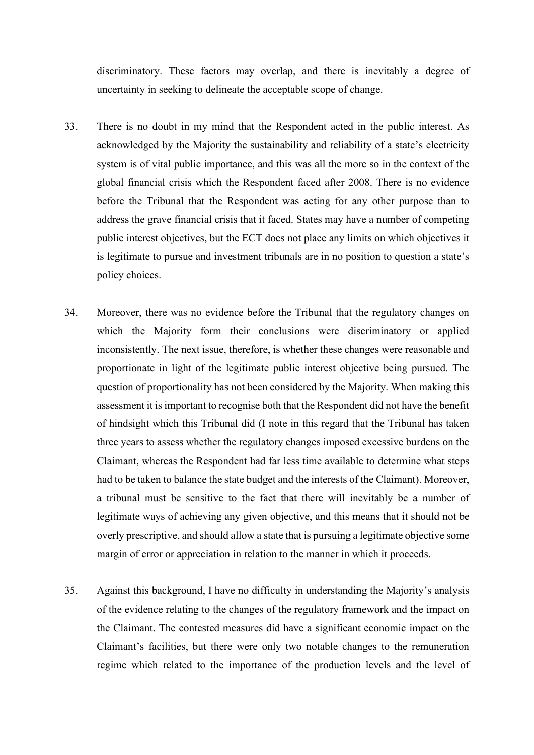discriminatory. These factors may overlap, and there is inevitably a degree of uncertainty in seeking to delineate the acceptable scope of change.

33. There is no doubt in my mind that the Respondent acted in the public interest. As acknowledged by the Majority the sustainability and reliability of a state's electricity system is of vital public importance, and this was all the more so in the context of the global financial crisis which the Respondent faced after 2008. There is no evidence before the Tribunal that the Respondent was acting for any other purpose than to address the grave financial crisis that it faced. States may have a number of competing public interest objectives, but the ECT does not place any limits on which objectives it is legitimate to pursue and investment tribunals are in no position to question a state's policy choices.

34. Moreover, there was no evidence before the Tribunal that the regulatory changes on which the Majority form their conclusions were discriminatory or applied inconsistently. The next issue, therefore, is whether these changes were reasonable and proportionate in light of the legitimate public interest objective being pursued. The question of proportionality has not been considered by the Majority. When making this assessment it is important to recognise both that the Respondent did not have the benefit of hindsight which this Tribunal did (I note in this regard that the Tribunal has taken three years to assess whether the regulatory changes imposed excessive burdens on the Claimant, whereas the Respondent had far less time available to determine what steps had to be taken to balance the state budget and the interests of the Claimant). Moreover, a tribunal must be sensitive to the fact that there will inevitably be a number of legitimate ways of achieving any given objective, and this means that it should not be overly prescriptive, and should allow a state that is pursuing a legitimate objective some margin of error or appreciation in relation to the manner in which it proceeds.

35. Against this background, I have no difficulty in understanding the Majority's analysis of the evidence relating to the changes of the regulatory framework and the impact on the Claimant. The contested measures did have a significant economic impact on the Claimant's facilities, but there were only two notable changes to the remuneration regime which related to the importance of the production levels and the level of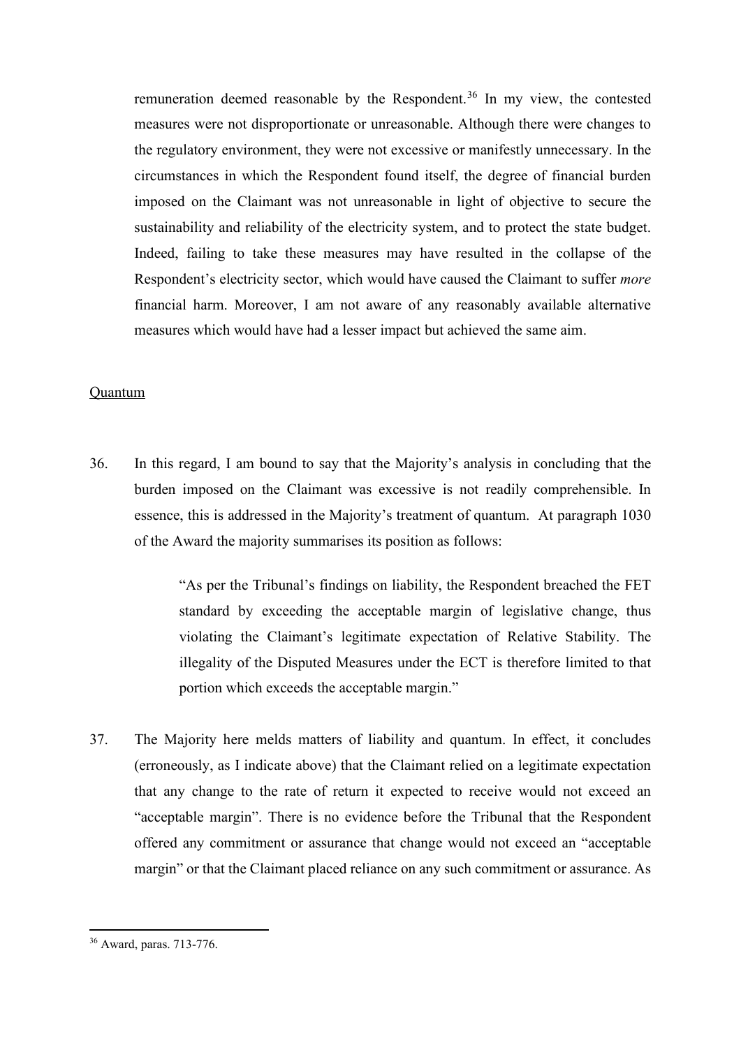remuneration deemed reasonable by the Respondent.[36] In my view, the contested measures were not disproportionate or unreasonable. Although there were changes to the regulatory environment, they were not excessive or manifestly unnecessary. In the circumstances in which the Respondent found itself, the degree of financial burden imposed on the Claimant was not unreasonable in light of objective to secure the sustainability and reliability of the electricity system, and to protect the state budget. Indeed, failing to take these measures may have resulted in the collapse of the Respondent's electricity sector, which would have caused the Claimant to suffer *more* financial harm. Moreover, I am not aware of any reasonably available alternative measures which would have had a lesser impact but achieved the same aim.

<u>Quantum</u>

36. In this regard, I am bound to say that the Majority's analysis in concluding that the burden imposed on the Claimant was excessive is not readily comprehensible. In essence, this is addressed in the Majority's treatment of quantum. At paragraph 1030 of the Award the majority summarises its position as follows:

> "As per the Tribunal's findings on liability, the Respondent breached the FET standard by exceeding the acceptable margin of legislative change, thus violating the Claimant's legitimate expectation of Relative Stability. The illegality of the Disputed Measures under the ECT is therefore limited to that portion which exceeds the acceptable margin."

37. The Majority here melds matters of liability and quantum. In effect, it concludes (erroneously, as I indicate above) that the Claimant relied on a legitimate expectation that any change to the rate of return it expected to receive would not exceed an "acceptable margin". There is no evidence before the Tribunal that the Respondent offered any commitment or assurance that change would not exceed an "acceptable margin" or that the Claimant placed reliance on any such commitment or assurance. As

---

[36] Award, paras. 713-776.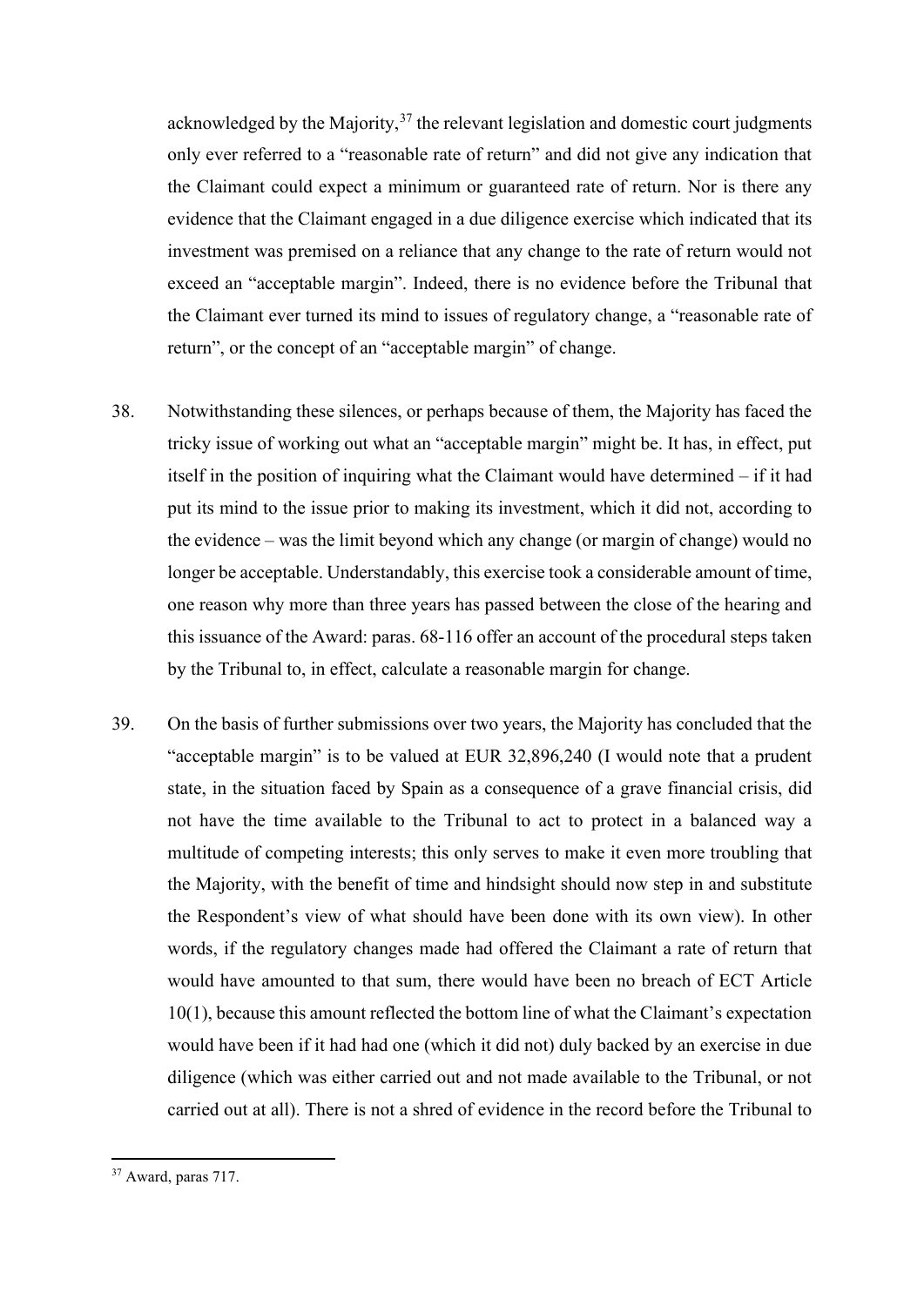acknowledged by the Majority,[37] the relevant legislation and domestic court judgments only ever referred to a "reasonable rate of return" and did not give any indication that the Claimant could expect a minimum or guaranteed rate of return. Nor is there any evidence that the Claimant engaged in a due diligence exercise which indicated that its investment was premised on a reliance that any change to the rate of return would not exceed an "acceptable margin". Indeed, there is no evidence before the Tribunal that the Claimant ever turned its mind to issues of regulatory change, a "reasonable rate of return", or the concept of an "acceptable margin" of change.

38. Notwithstanding these silences, or perhaps because of them, the Majority has faced the tricky issue of working out what an "acceptable margin" might be. It has, in effect, put itself in the position of inquiring what the Claimant would have determined – if it had put its mind to the issue prior to making its investment, which it did not, according to the evidence – was the limit beyond which any change (or margin of change) would no longer be acceptable. Understandably, this exercise took a considerable amount of time, one reason why more than three years has passed between the close of the hearing and this issuance of the Award: paras. 68-116 offer an account of the procedural steps taken by the Tribunal to, in effect, calculate a reasonable margin for change.

39. On the basis of further submissions over two years, the Majority has concluded that the "acceptable margin" is to be valued at EUR 32,896,240 (I would note that a prudent state, in the situation faced by Spain as a consequence of a grave financial crisis, did not have the time available to the Tribunal to act to protect in a balanced way a multitude of competing interests; this only serves to make it even more troubling that the Majority, with the benefit of time and hindsight should now step in and substitute the Respondent's view of what should have been done with its own view). In other words, if the regulatory changes made had offered the Claimant a rate of return that would have amounted to that sum, there would have been no breach of ECT Article 10(1), because this amount reflected the bottom line of what the Claimant's expectation would have been if it had had one (which it did not) duly backed by an exercise in due diligence (which was either carried out and not made available to the Tribunal, or not carried out at all). There is not a shred of evidence in the record before the Tribunal to

[37] Award, paras 717.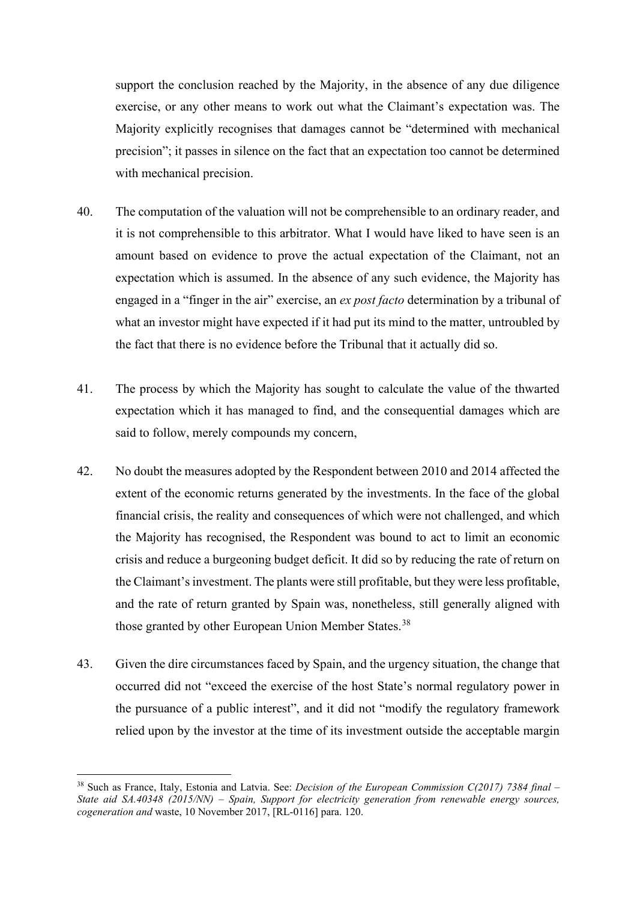support the conclusion reached by the Majority, in the absence of any due diligence exercise, or any other means to work out what the Claimant's expectation was. The Majority explicitly recognises that damages cannot be "determined with mechanical precision"; it passes in silence on the fact that an expectation too cannot be determined with mechanical precision.

40. The computation of the valuation will not be comprehensible to an ordinary reader, and it is not comprehensible to this arbitrator. What I would have liked to have seen is an amount based on evidence to prove the actual expectation of the Claimant, not an expectation which is assumed. In the absence of any such evidence, the Majority has engaged in a "finger in the air" exercise, an *ex post facto* determination by a tribunal of what an investor might have expected if it had put its mind to the matter, untroubled by the fact that there is no evidence before the Tribunal that it actually did so.

41. The process by which the Majority has sought to calculate the value of the thwarted expectation which it has managed to find, and the consequential damages which are said to follow, merely compounds my concern,

42. No doubt the measures adopted by the Respondent between 2010 and 2014 affected the extent of the economic returns generated by the investments. In the face of the global financial crisis, the reality and consequences of which were not challenged, and which the Majority has recognised, the Respondent was bound to act to limit an economic crisis and reduce a burgeoning budget deficit. It did so by reducing the rate of return on the Claimant's investment. The plants were still profitable, but they were less profitable, and the rate of return granted by Spain was, nonetheless, still generally aligned with those granted by other European Union Member States.[38]

43. Given the dire circumstances faced by Spain, and the urgency situation, the change that occurred did not "exceed the exercise of the host State's normal regulatory power in the pursuance of a public interest", and it did not "modify the regulatory framework relied upon by the investor at the time of its investment outside the acceptable margin

---

[38] Such as France, Italy, Estonia and Latvia. See: *Decision of the European Commission C(2017) 7384 final – State aid SA.40348 (2015/NN) – Spain, Support for electricity generation from renewable energy sources, cogeneration and* waste, 10 November 2017, [RL-0116] para. 120.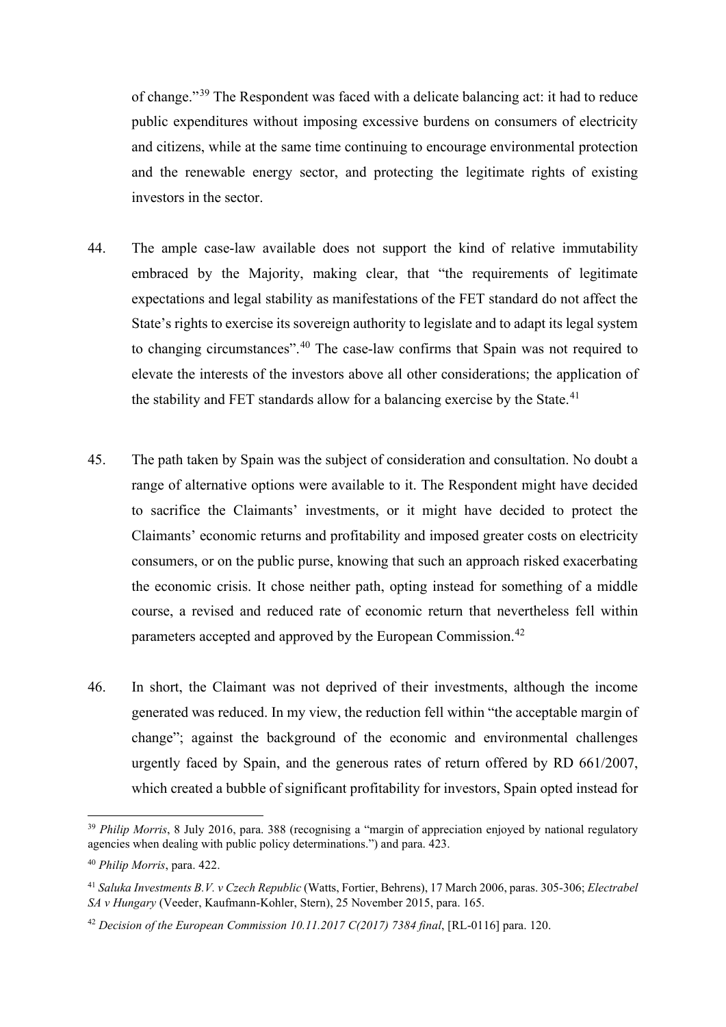of change."[39] The Respondent was faced with a delicate balancing act: it had to reduce public expenditures without imposing excessive burdens on consumers of electricity and citizens, while at the same time continuing to encourage environmental protection and the renewable energy sector, and protecting the legitimate rights of existing investors in the sector.

44. The ample case-law available does not support the kind of relative immutability embraced by the Majority, making clear, that "the requirements of legitimate expectations and legal stability as manifestations of the FET standard do not affect the State's rights to exercise its sovereign authority to legislate and to adapt its legal system to changing circumstances".[40] The case-law confirms that Spain was not required to elevate the interests of the investors above all other considerations; the application of the stability and FET standards allow for a balancing exercise by the State.[41]

45. The path taken by Spain was the subject of consideration and consultation. No doubt a range of alternative options were available to it. The Respondent might have decided to sacrifice the Claimants' investments, or it might have decided to protect the Claimants' economic returns and profitability and imposed greater costs on electricity consumers, or on the public purse, knowing that such an approach risked exacerbating the economic crisis. It chose neither path, opting instead for something of a middle course, a revised and reduced rate of economic return that nevertheless fell within parameters accepted and approved by the European Commission.[42]

46. In short, the Claimant was not deprived of their investments, although the income generated was reduced. In my view, the reduction fell within "the acceptable margin of change"; against the background of the economic and environmental challenges urgently faced by Spain, and the generous rates of return offered by RD 661/2007, which created a bubble of significant profitability for investors, Spain opted instead for

---

[39] *Philip Morris*, 8 July 2016, para. 388 (recognising a "margin of appreciation enjoyed by national regulatory agencies when dealing with public policy determinations.") and para. 423.

[40] *Philip Morris*, para. 422.

[41] *Saluka Investments B.V. v Czech Republic* (Watts, Fortier, Behrens), 17 March 2006, paras. 305-306; *Electrabel SA v Hungary* (Veeder, Kaufmann-Kohler, Stern), 25 November 2015, para. 165.

[42] *Decision of the European Commission 10.11.2017 C(2017) 7384 final*, [RL-0116] para. 120.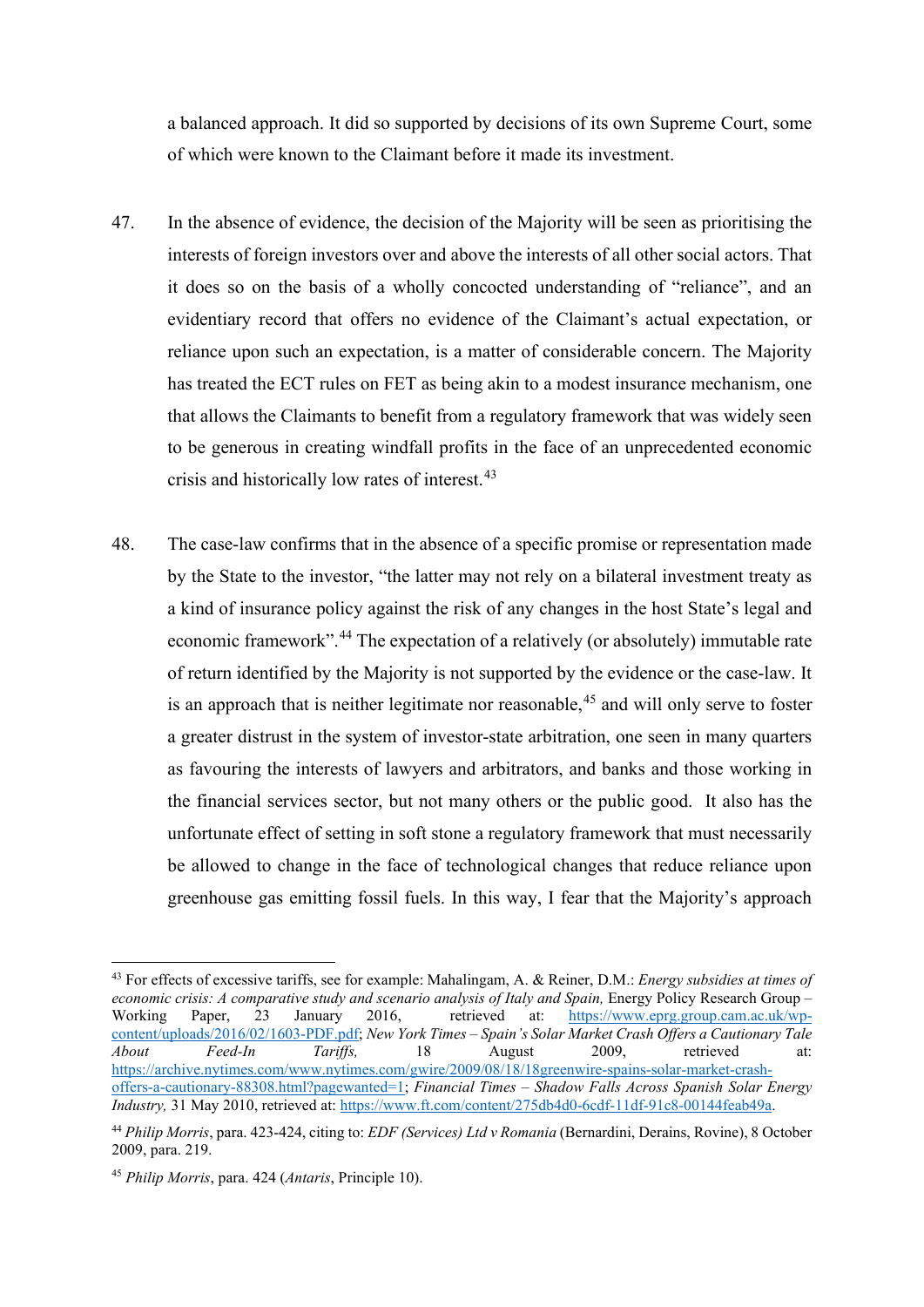a balanced approach. It did so supported by decisions of its own Supreme Court, some of which were known to the Claimant before it made its investment.

47. In the absence of evidence, the decision of the Majority will be seen as prioritising the interests of foreign investors over and above the interests of all other social actors. That it does so on the basis of a wholly concocted understanding of "reliance", and an evidentiary record that offers no evidence of the Claimant's actual expectation, or reliance upon such an expectation, is a matter of considerable concern. The Majority has treated the ECT rules on FET as being akin to a modest insurance mechanism, one that allows the Claimants to benefit from a regulatory framework that was widely seen to be generous in creating windfall profits in the face of an unprecedented economic crisis and historically low rates of interest.[43]

48. The case-law confirms that in the absence of a specific promise or representation made by the State to the investor, "the latter may not rely on a bilateral investment treaty as a kind of insurance policy against the risk of any changes in the host State's legal and economic framework".[44] The expectation of a relatively (or absolutely) immutable rate of return identified by the Majority is not supported by the evidence or the case-law. It is an approach that is neither legitimate nor reasonable,[45] and will only serve to foster a greater distrust in the system of investor-state arbitration, one seen in many quarters as favouring the interests of lawyers and arbitrators, and banks and those working in the financial services sector, but not many others or the public good. It also has the unfortunate effect of setting in soft stone a regulatory framework that must necessarily be allowed to change in the face of technological changes that reduce reliance upon greenhouse gas emitting fossil fuels. In this way, I fear that the Majority's approach

---

[43] For effects of excessive tariffs, see for example: Mahalingam, A. & Reiner, D.M.: *Energy subsidies at times of economic crisis: A comparative study and scenario analysis of Italy and Spain,* Energy Policy Research Group – Working Paper, 23 January 2016, retrieved at: https://www.eprg.group.cam.ac.uk/wp-content/uploads/2016/02/1603-PDF.pdf; *New York Times – Spain's Solar Market Crash Offers a Cautionary Tale About Feed-In Tariffs,* 18 August 2009, retrieved at: https://archive.nytimes.com/www.nytimes.com/gwire/2009/08/18/18greenwire-spains-solar-market-crash-offers-a-cautionary-88308.html?pagewanted=1; *Financial Times – Shadow Falls Across Spanish Solar Energy Industry,* 31 May 2010, retrieved at: https://www.ft.com/content/275db4d0-6cdf-11df-91c8-00144feab49a.

[44] *Philip Morris*, para. 423-424, citing to: *EDF (Services) Ltd v Romania* (Bernardini, Derains, Rovine), 8 October 2009, para. 219.

[45] *Philip Morris*, para. 424 (*Antaris*, Principle 10).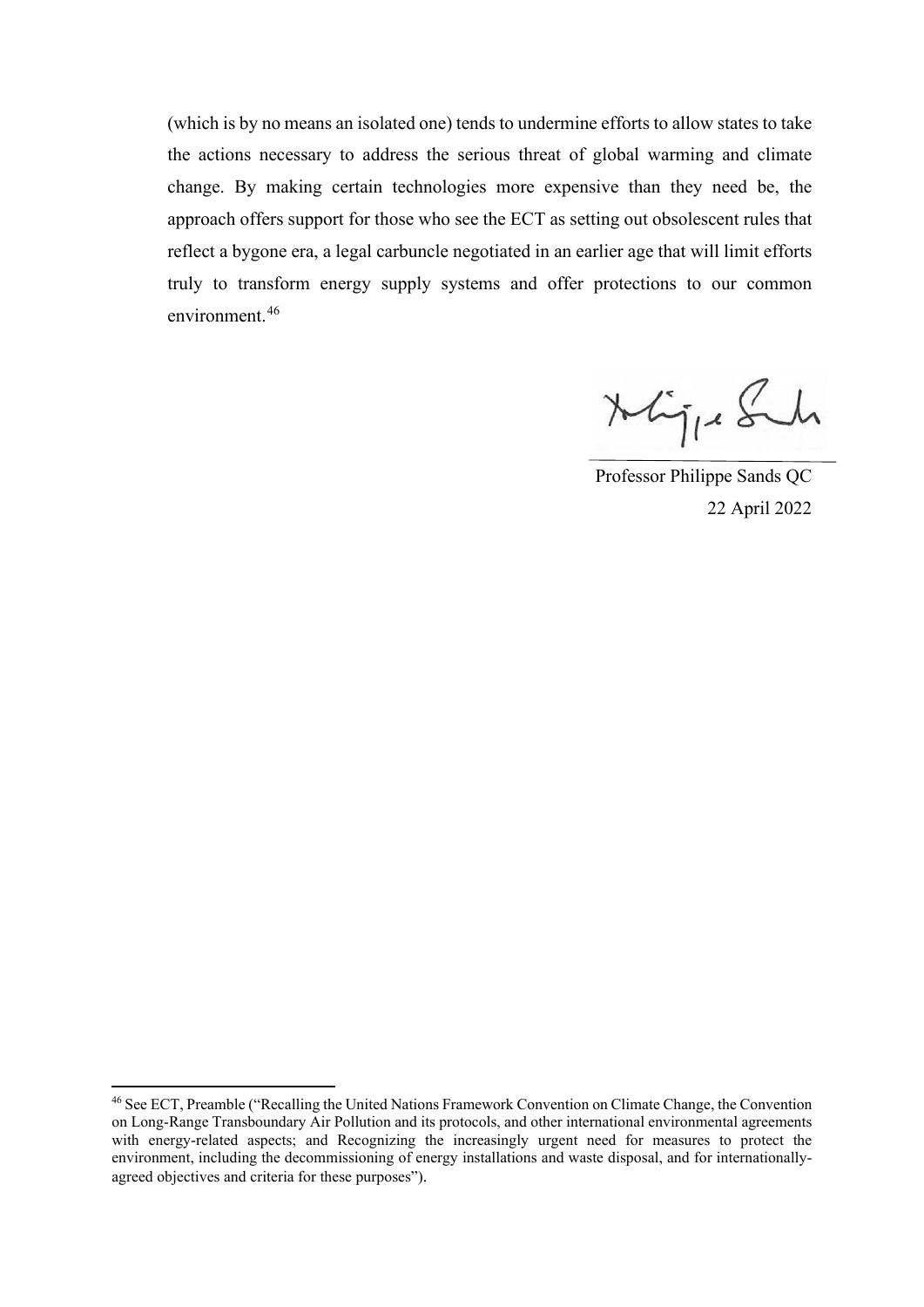(which is by no means an isolated one) tends to undermine efforts to allow states to take the actions necessary to address the serious threat of global warming and climate change. By making certain technologies more expensive than they need be, the approach offers support for those who see the ECT as setting out obsolescent rules that reflect a bygone era, a legal carbuncle negotiated in an earlier age that will limit efforts truly to transform energy supply systems and offer protections to our common environment.[46]

Professor Philippe Sands QC
22 April 2022

[46] See ECT, Preamble ("Recalling the United Nations Framework Convention on Climate Change, the Convention on Long-Range Transboundary Air Pollution and its protocols, and other international environmental agreements with energy-related aspects; and Recognizing the increasingly urgent need for measures to protect the environment, including the decommissioning of energy installations and waste disposal, and for internationally-agreed objectives and criteria for these purposes").